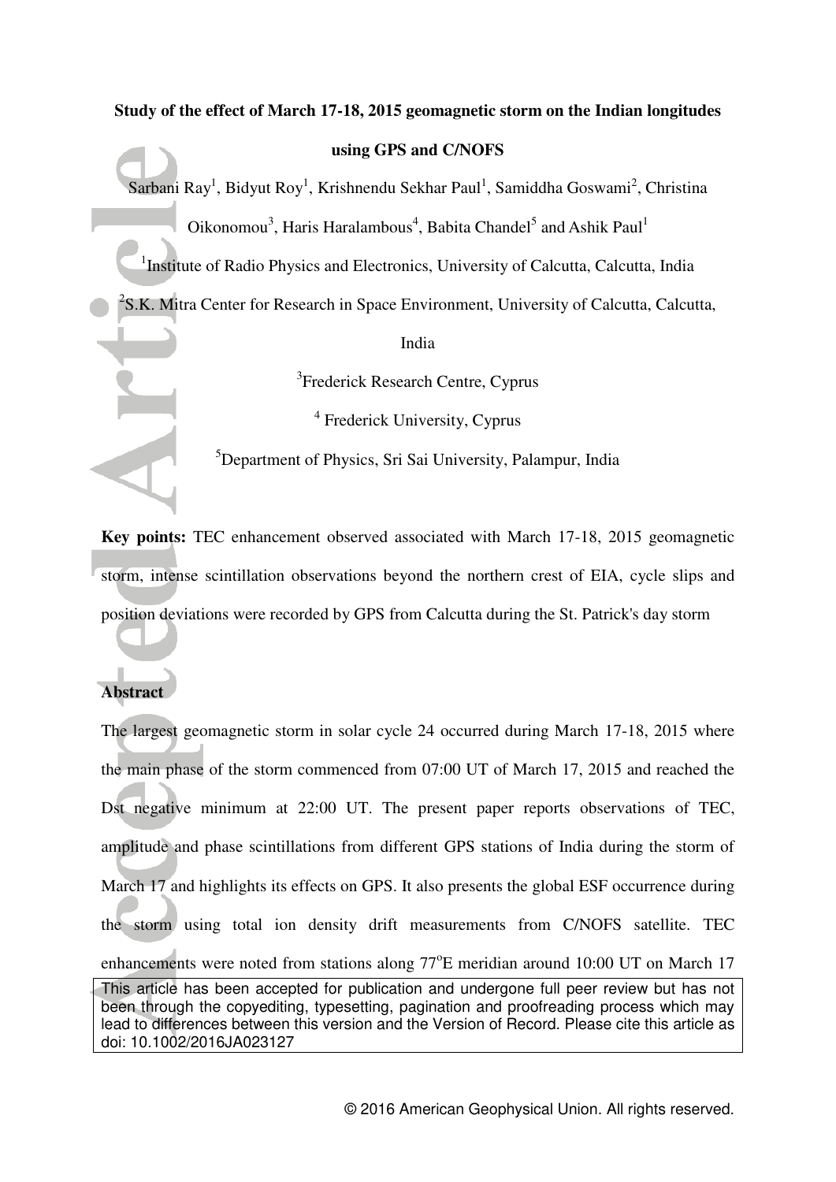# Study of the effect of March 17-18, 2015 geomagnetic storm on the Indian longitudes using GPS and C/NOFS

Sarbani Ray[1], Bidyut Roy[1], Krishnendu Sekhar Paul[1], Samiddha Goswami[2], Christina Oikonomou[3], Haris Haralambous[4], Babita Chandel[5] and Ashik Paul[1]

[1]Institute of Radio Physics and Electronics, University of Calcutta, Calcutta, India

[2]S.K. Mitra Center for Research in Space Environment, University of Calcutta, Calcutta, India

[3]Frederick Research Centre, Cyprus

[4] Frederick University, Cyprus

[5]Department of Physics, Sri Sai University, Palampur, India

**Key points:** TEC enhancement observed associated with March 17-18, 2015 geomagnetic storm, intense scintillation observations beyond the northern crest of EIA, cycle slips and position deviations were recorded by GPS from Calcutta during the St. Patrick's day storm

## Abstract

The largest geomagnetic storm in solar cycle 24 occurred during March 17-18, 2015 where the main phase of the storm commenced from 07:00 UT of March 17, 2015 and reached the Dst negative minimum at 22:00 UT. The present paper reports observations of TEC, amplitude and phase scintillations from different GPS stations of India during the storm of March 17 and highlights its effects on GPS. It also presents the global ESF occurrence during the storm using total ion density drift measurements from C/NOFS satellite. TEC enhancements were noted from stations along 77°E meridian around 10:00 UT on March 17

This article has been accepted for publication and undergone full peer review but has not been through the copyediting, typesetting, pagination and proofreading process which may lead to differences between this version and the Version of Record. Please cite this article as doi: 10.1002/2016JA023127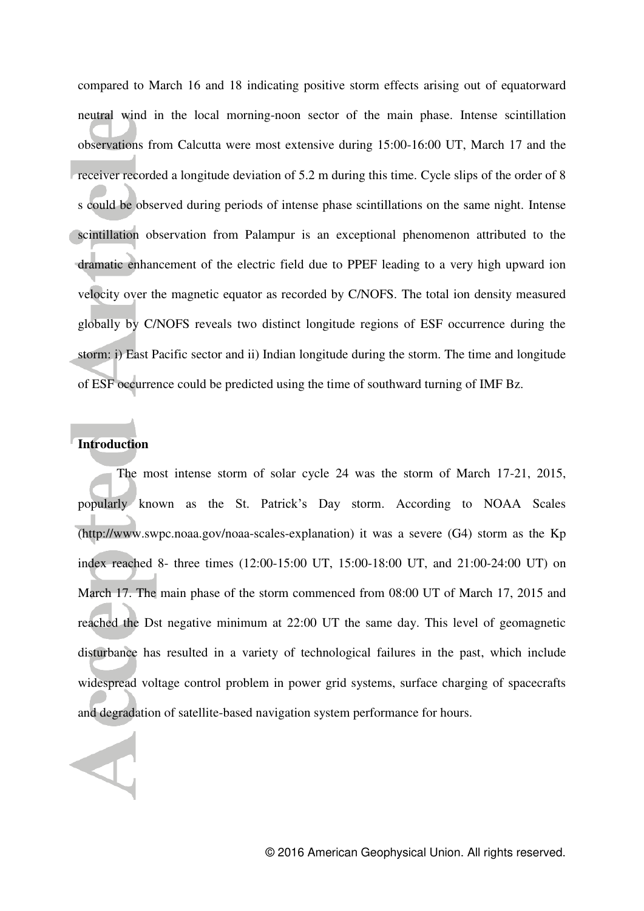compared to March 16 and 18 indicating positive storm effects arising out of equatorward neutral wind in the local morning-noon sector of the main phase. Intense scintillation observations from Calcutta were most extensive during 15:00-16:00 UT, March 17 and the receiver recorded a longitude deviation of 5.2 m during this time. Cycle slips of the order of 8 s could be observed during periods of intense phase scintillations on the same night. Intense scintillation observation from Palampur is an exceptional phenomenon attributed to the dramatic enhancement of the electric field due to PPEF leading to a very high upward ion velocity over the magnetic equator as recorded by C/NOFS. The total ion density measured globally by C/NOFS reveals two distinct longitude regions of ESF occurrence during the storm: i) East Pacific sector and ii) Indian longitude during the storm. The time and longitude of ESF occurrence could be predicted using the time of southward turning of IMF Bz.

## Introduction

The most intense storm of solar cycle 24 was the storm of March 17-21, 2015, popularly known as the St. Patrick's Day storm. According to NOAA Scales (http://www.swpc.noaa.gov/noaa-scales-explanation) it was a severe (G4) storm as the Kp index reached 8- three times (12:00-15:00 UT, 15:00-18:00 UT, and 21:00-24:00 UT) on March 17. The main phase of the storm commenced from 08:00 UT of March 17, 2015 and reached the Dst negative minimum at 22:00 UT the same day. This level of geomagnetic disturbance has resulted in a variety of technological failures in the past, which include widespread voltage control problem in power grid systems, surface charging of spacecrafts and degradation of satellite-based navigation system performance for hours.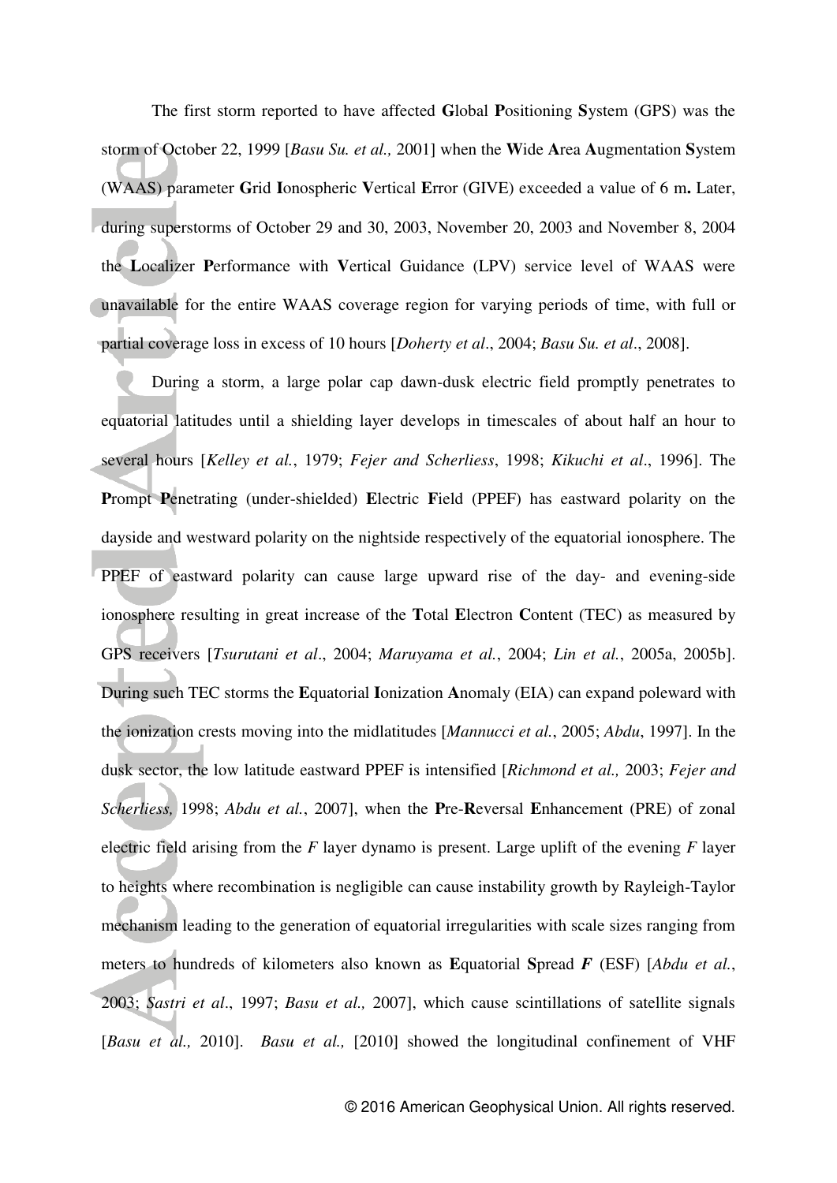The first storm reported to have affected **G**lobal **P**ositioning **S**ystem (GPS) was the storm of October 22, 1999 [*Basu Su. et al.,* 2001] when the **W**ide **A**rea **A**ugmentation **S**ystem (WAAS) parameter **G**rid **I**onospheric **V**ertical **E**rror (GIVE) exceeded a value of 6 m**.** Later, during superstorms of October 29 and 30, 2003, November 20, 2003 and November 8, 2004 the **L**ocalizer **P**erformance with **V**ertical Guidance (LPV) service level of WAAS were unavailable for the entire WAAS coverage region for varying periods of time, with full or partial coverage loss in excess of 10 hours [*Doherty et al*., 2004; *Basu Su. et al*., 2008].

During a storm, a large polar cap dawn-dusk electric field promptly penetrates to equatorial latitudes until a shielding layer develops in timescales of about half an hour to several hours [*Kelley et al.*, 1979; *Fejer and Scherliess*, 1998; *Kikuchi et al*., 1996]. The **P**rompt **P**enetrating (under-shielded) **E**lectric **F**ield (PPEF) has eastward polarity on the dayside and westward polarity on the nightside respectively of the equatorial ionosphere. The PPEF of eastward polarity can cause large upward rise of the day- and evening-side ionosphere resulting in great increase of the **T**otal **E**lectron **C**ontent (TEC) as measured by GPS receivers [*Tsurutani et al*., 2004; *Maruyama et al.*, 2004; *Lin et al.*, 2005a, 2005b]. During such TEC storms the **E**quatorial **I**onization **A**nomaly (EIA) can expand poleward with the ionization crests moving into the midlatitudes [*Mannucci et al.*, 2005; *Abdu*, 1997]. In the dusk sector, the low latitude eastward PPEF is intensified [*Richmond et al.,* 2003; *Fejer and Scherliess,* 1998; *Abdu et al.*, 2007], when the **P**re-**R**eversal **E**nhancement (PRE) of zonal electric field arising from the *F* layer dynamo is present. Large uplift of the evening *F* layer to heights where recombination is negligible can cause instability growth by Rayleigh-Taylor mechanism leading to the generation of equatorial irregularities with scale sizes ranging from meters to hundreds of kilometers also known as **E**quatorial **S**pread ***F*** (ESF) [*Abdu et al.*, 2003; *Sastri et al*., 1997; *Basu et al.,* 2007], which cause scintillations of satellite signals [*Basu et al.,* 2010]. *Basu et al.,* [2010] showed the longitudinal confinement of VHF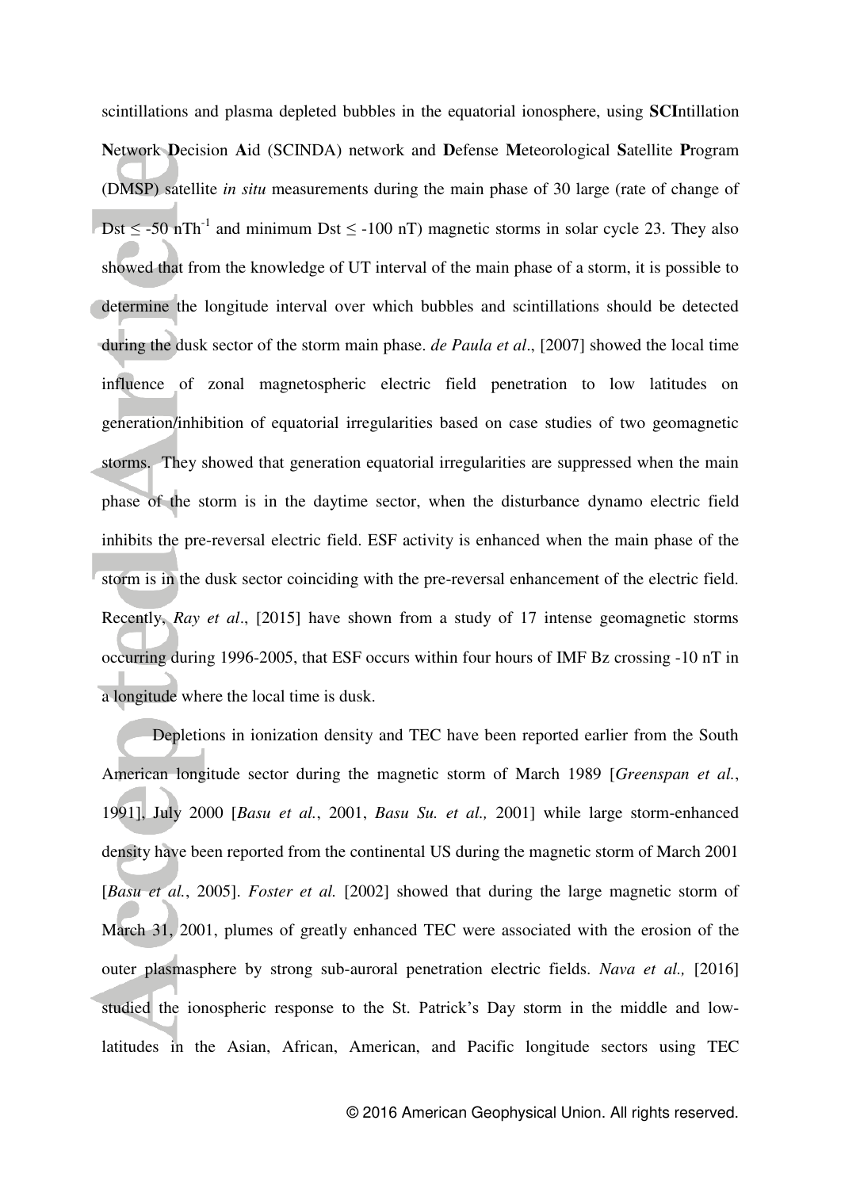scintillations and plasma depleted bubbles in the equatorial ionosphere, using **SCI**ntillation **N**etwork **D**ecision **A**id (SCINDA) network and **D**efense **M**eteorological **S**atellite **P**rogram (DMSP) satellite *in situ* measurements during the main phase of 30 large (rate of change of Dst $\leq$ -50 $nTh^{-1}$ and minimum Dst $\leq$ -100 nT) magnetic storms in solar cycle 23. They also showed that from the knowledge of UT interval of the main phase of a storm, it is possible to determine the longitude interval over which bubbles and scintillations should be detected during the dusk sector of the storm main phase. *de Paula et al*., [2007] showed the local time influence of zonal magnetospheric electric field penetration to low latitudes on generation/inhibition of equatorial irregularities based on case studies of two geomagnetic storms. They showed that generation equatorial irregularities are suppressed when the main phase of the storm is in the daytime sector, when the disturbance dynamo electric field inhibits the pre-reversal electric field. ESF activity is enhanced when the main phase of the storm is in the dusk sector coinciding with the pre-reversal enhancement of the electric field. Recently, *Ray et al*., [2015] have shown from a study of 17 intense geomagnetic storms occurring during 1996-2005, that ESF occurs within four hours of IMF Bz crossing -10 nT in a longitude where the local time is dusk.

Depletions in ionization density and TEC have been reported earlier from the South American longitude sector during the magnetic storm of March 1989 [*Greenspan et al.*, 1991], July 2000 [*Basu et al.*, 2001, *Basu Su. et al.,* 2001] while large storm-enhanced density have been reported from the continental US during the magnetic storm of March 2001 [*Basu et al.*, 2005]. *Foster et al.* [2002] showed that during the large magnetic storm of March 31, 2001, plumes of greatly enhanced TEC were associated with the erosion of the outer plasmasphere by strong sub-auroral penetration electric fields. *Nava et al.,* [2016] studied the ionospheric response to the St. Patrick's Day storm in the middle and low-latitudes in the Asian, African, American, and Pacific longitude sectors using TEC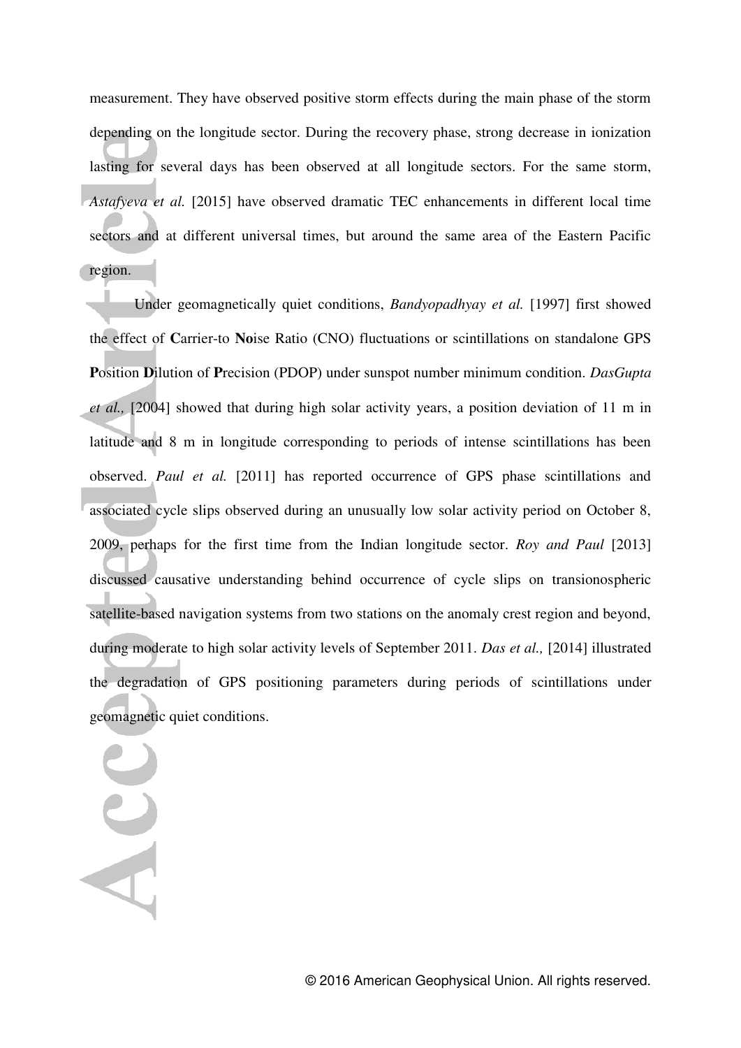measurement. They have observed positive storm effects during the main phase of the storm depending on the longitude sector. During the recovery phase, strong decrease in ionization lasting for several days has been observed at all longitude sectors. For the same storm, *Astafyeva et al.* [2015] have observed dramatic TEC enhancements in different local time sectors and at different universal times, but around the same area of the Eastern Pacific region.

Under geomagnetically quiet conditions, *Bandyopadhyay et al.* [1997] first showed the effect of **C**arrier-to **No**ise Ratio (CNO) fluctuations or scintillations on standalone GPS **P**osition **D**ilution of **P**recision (PDOP) under sunspot number minimum condition. *DasGupta et al.,* [2004] showed that during high solar activity years, a position deviation of 11 m in latitude and 8 m in longitude corresponding to periods of intense scintillations has been observed. *Paul et al.* [2011] has reported occurrence of GPS phase scintillations and associated cycle slips observed during an unusually low solar activity period on October 8, 2009, perhaps for the first time from the Indian longitude sector. *Roy and Paul* [2013] discussed causative understanding behind occurrence of cycle slips on transionospheric satellite-based navigation systems from two stations on the anomaly crest region and beyond, during moderate to high solar activity levels of September 2011. *Das et al.,* [2014] illustrated the degradation of GPS positioning parameters during periods of scintillations under geomagnetic quiet conditions.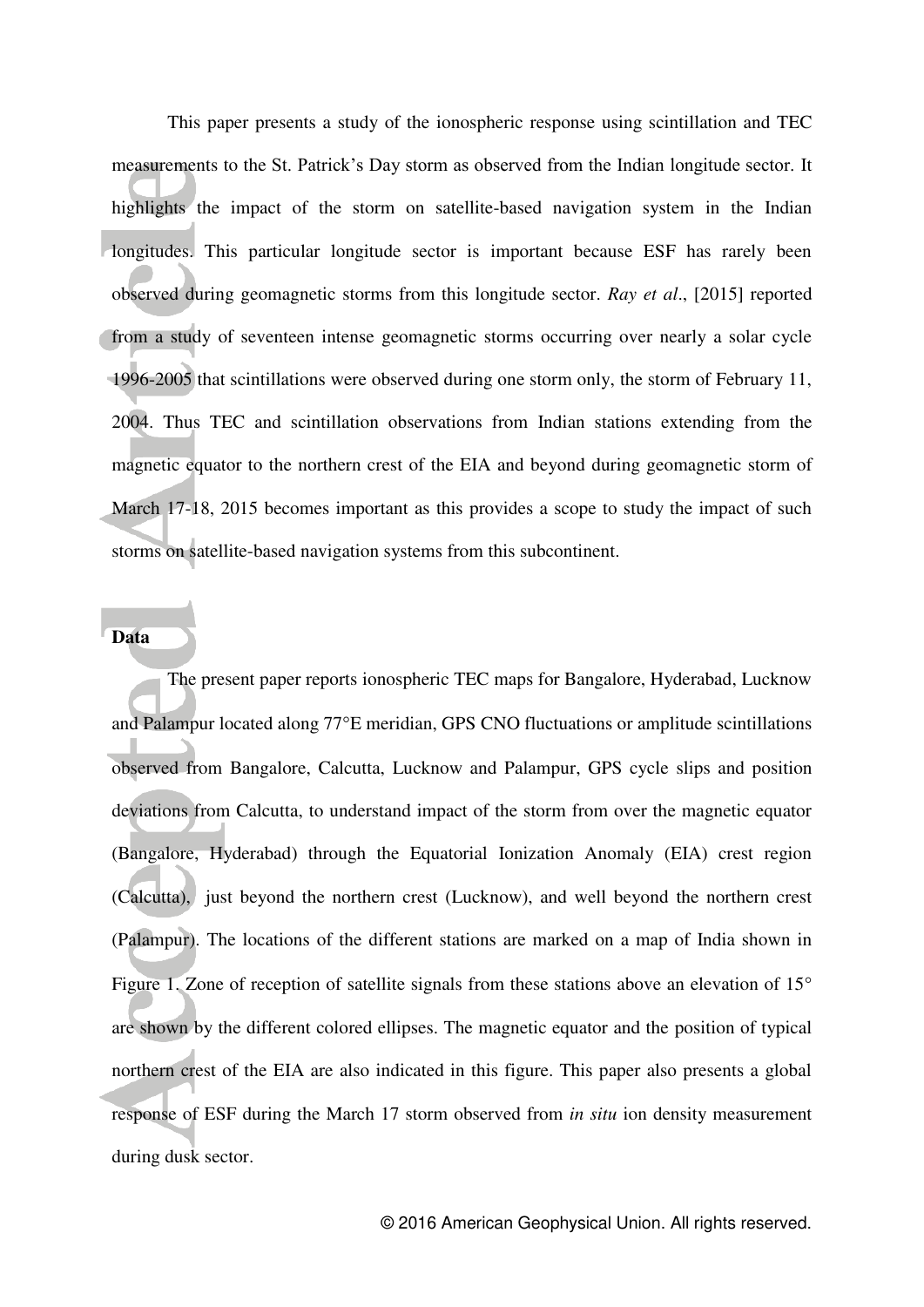This paper presents a study of the ionospheric response using scintillation and TEC measurements to the St. Patrick's Day storm as observed from the Indian longitude sector. It highlights the impact of the storm on satellite-based navigation system in the Indian longitudes. This particular longitude sector is important because ESF has rarely been observed during geomagnetic storms from this longitude sector. *Ray et al*., [2015] reported from a study of seventeen intense geomagnetic storms occurring over nearly a solar cycle 1996-2005 that scintillations were observed during one storm only, the storm of February 11, 2004. Thus TEC and scintillation observations from Indian stations extending from the magnetic equator to the northern crest of the EIA and beyond during geomagnetic storm of March 17-18, 2015 becomes important as this provides a scope to study the impact of such storms on satellite-based navigation systems from this subcontinent.

**Data**

The present paper reports ionospheric TEC maps for Bangalore, Hyderabad, Lucknow and Palampur located along 77°E meridian, GPS CNO fluctuations or amplitude scintillations observed from Bangalore, Calcutta, Lucknow and Palampur, GPS cycle slips and position deviations from Calcutta, to understand impact of the storm from over the magnetic equator (Bangalore, Hyderabad) through the Equatorial Ionization Anomaly (EIA) crest region (Calcutta), just beyond the northern crest (Lucknow), and well beyond the northern crest (Palampur). The locations of the different stations are marked on a map of India shown in Figure 1. Zone of reception of satellite signals from these stations above an elevation of 15° are shown by the different colored ellipses. The magnetic equator and the position of typical northern crest of the EIA are also indicated in this figure. This paper also presents a global response of ESF during the March 17 storm observed from *in situ* ion density measurement during dusk sector.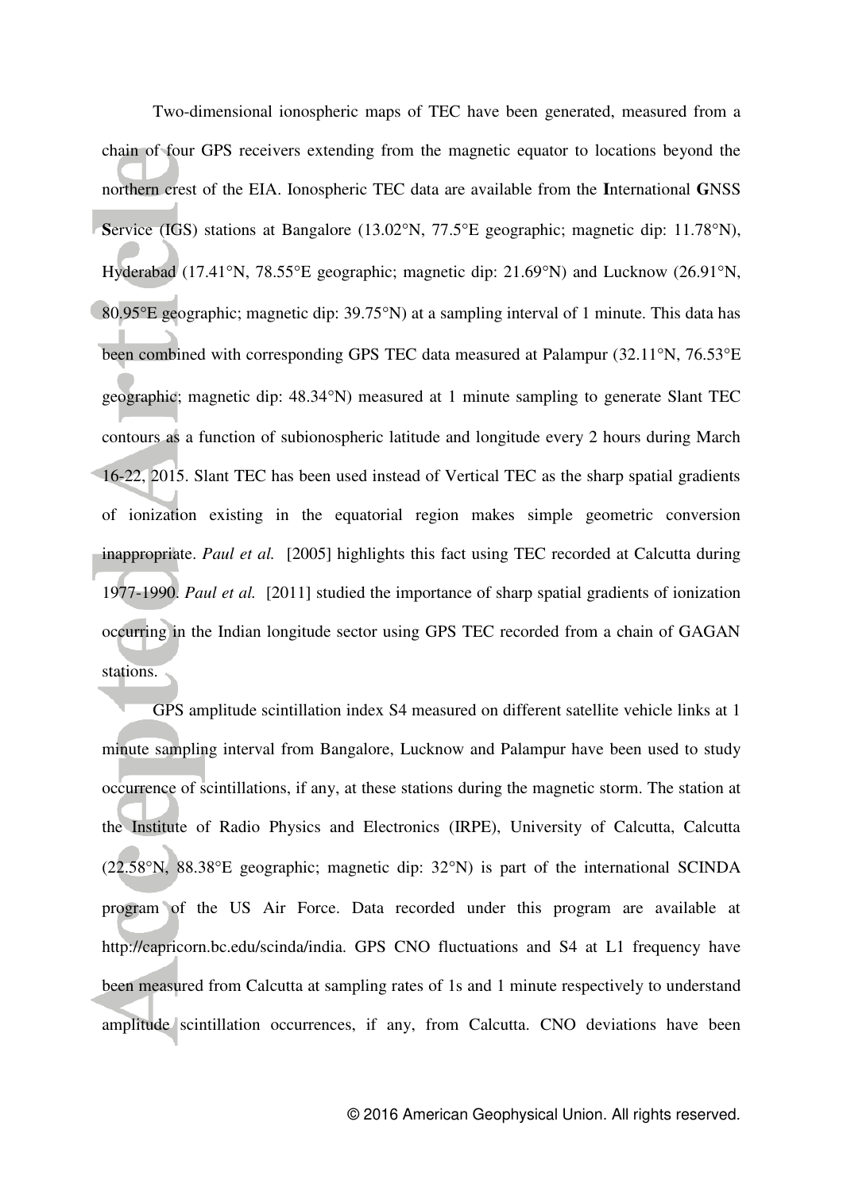Two-dimensional ionospheric maps of TEC have been generated, measured from a chain of four GPS receivers extending from the magnetic equator to locations beyond the northern crest of the EIA. Ionospheric TEC data are available from the **I**nternational **G**NSS **S**ervice (IGS) stations at Bangalore (13.02°N, 77.5°E geographic; magnetic dip: 11.78°N), Hyderabad (17.41°N, 78.55°E geographic; magnetic dip: 21.69°N) and Lucknow (26.91°N, 80.95°E geographic; magnetic dip: 39.75°N) at a sampling interval of 1 minute. This data has been combined with corresponding GPS TEC data measured at Palampur (32.11°N, 76.53°E geographic; magnetic dip: 48.34°N) measured at 1 minute sampling to generate Slant TEC contours as a function of subionospheric latitude and longitude every 2 hours during March 16-22, 2015. Slant TEC has been used instead of Vertical TEC as the sharp spatial gradients of ionization existing in the equatorial region makes simple geometric conversion inappropriate. *Paul et al.* [2005] highlights this fact using TEC recorded at Calcutta during 1977-1990. *Paul et al.* [2011] studied the importance of sharp spatial gradients of ionization occurring in the Indian longitude sector using GPS TEC recorded from a chain of GAGAN stations.

GPS amplitude scintillation index S4 measured on different satellite vehicle links at 1 minute sampling interval from Bangalore, Lucknow and Palampur have been used to study occurrence of scintillations, if any, at these stations during the magnetic storm. The station at the Institute of Radio Physics and Electronics (IRPE), University of Calcutta, Calcutta (22.58°N, 88.38°E geographic; magnetic dip: 32°N) is part of the international SCINDA program of the US Air Force. Data recorded under this program are available at http://capricorn.bc.edu/scinda/india. GPS CNO fluctuations and S4 at L1 frequency have been measured from Calcutta at sampling rates of 1s and 1 minute respectively to understand amplitude scintillation occurrences, if any, from Calcutta. CNO deviations have been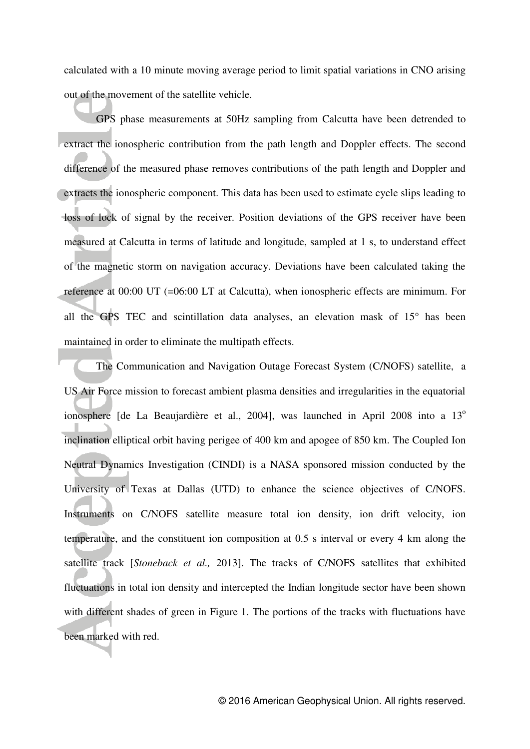calculated with a 10 minute moving average period to limit spatial variations in CNO arising out of the movement of the satellite vehicle.

GPS phase measurements at 50Hz sampling from Calcutta have been detrended to extract the ionospheric contribution from the path length and Doppler effects. The second difference of the measured phase removes contributions of the path length and Doppler and extracts the ionospheric component. This data has been used to estimate cycle slips leading to loss of lock of signal by the receiver. Position deviations of the GPS receiver have been measured at Calcutta in terms of latitude and longitude, sampled at 1 s, to understand effect of the magnetic storm on navigation accuracy. Deviations have been calculated taking the reference at 00:00 UT (=06:00 LT at Calcutta), when ionospheric effects are minimum. For all the GPS TEC and scintillation data analyses, an elevation mask of 15° has been maintained in order to eliminate the multipath effects.

The Communication and Navigation Outage Forecast System (C/NOFS) satellite, a US Air Force mission to forecast ambient plasma densities and irregularities in the equatorial ionosphere [de La Beaujardière et al., 2004], was launched in April 2008 into a $13^{o}$ inclination elliptical orbit having perigee of 400 km and apogee of 850 km. The Coupled Ion Neutral Dynamics Investigation (CINDI) is a NASA sponsored mission conducted by the University of Texas at Dallas (UTD) to enhance the science objectives of C/NOFS. Instruments on C/NOFS satellite measure total ion density, ion drift velocity, ion temperature, and the constituent ion composition at 0.5 s interval or every 4 km along the satellite track [*Stoneback et al.,* 2013]. The tracks of C/NOFS satellites that exhibited fluctuations in total ion density and intercepted the Indian longitude sector have been shown with different shades of green in Figure 1. The portions of the tracks with fluctuations have been marked with red.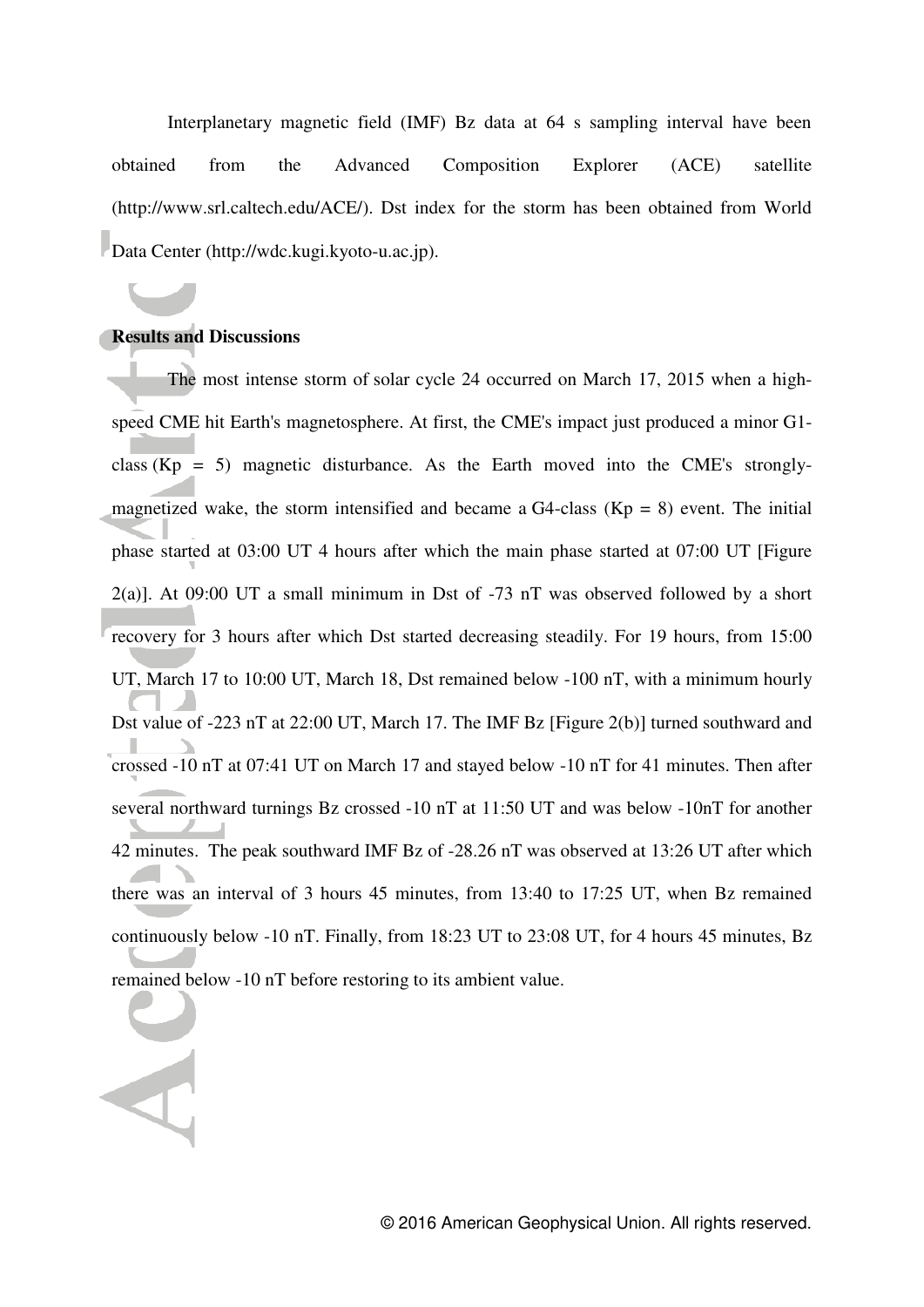Interplanetary magnetic field (IMF) Bz data at 64 s sampling interval have been obtained from the Advanced Composition Explorer (ACE) satellite (http://www.srl.caltech.edu/ACE/). Dst index for the storm has been obtained from World Data Center (http://wdc.kugi.kyoto-u.ac.jp).

**Results and Discussions**

The most intense storm of solar cycle 24 occurred on March 17, 2015 when a high-speed CME hit Earth's magnetosphere. At first, the CME's impact just produced a minor G1-class (Kp = 5) magnetic disturbance. As the Earth moved into the CME's strongly-magnetized wake, the storm intensified and became a G4-class (Kp = 8) event. The initial phase started at 03:00 UT 4 hours after which the main phase started at 07:00 UT [Figure 2(a)]. At 09:00 UT a small minimum in Dst of -73 nT was observed followed by a short recovery for 3 hours after which Dst started decreasing steadily. For 19 hours, from 15:00 UT, March 17 to 10:00 UT, March 18, Dst remained below -100 nT, with a minimum hourly Dst value of -223 nT at 22:00 UT, March 17. The IMF Bz [Figure 2(b)] turned southward and crossed -10 nT at 07:41 UT on March 17 and stayed below -10 nT for 41 minutes. Then after several northward turnings Bz crossed -10 nT at 11:50 UT and was below -10nT for another 42 minutes. The peak southward IMF Bz of -28.26 nT was observed at 13:26 UT after which there was an interval of 3 hours 45 minutes, from 13:40 to 17:25 UT, when Bz remained continuously below -10 nT. Finally, from 18:23 UT to 23:08 UT, for 4 hours 45 minutes, Bz remained below -10 nT before restoring to its ambient value.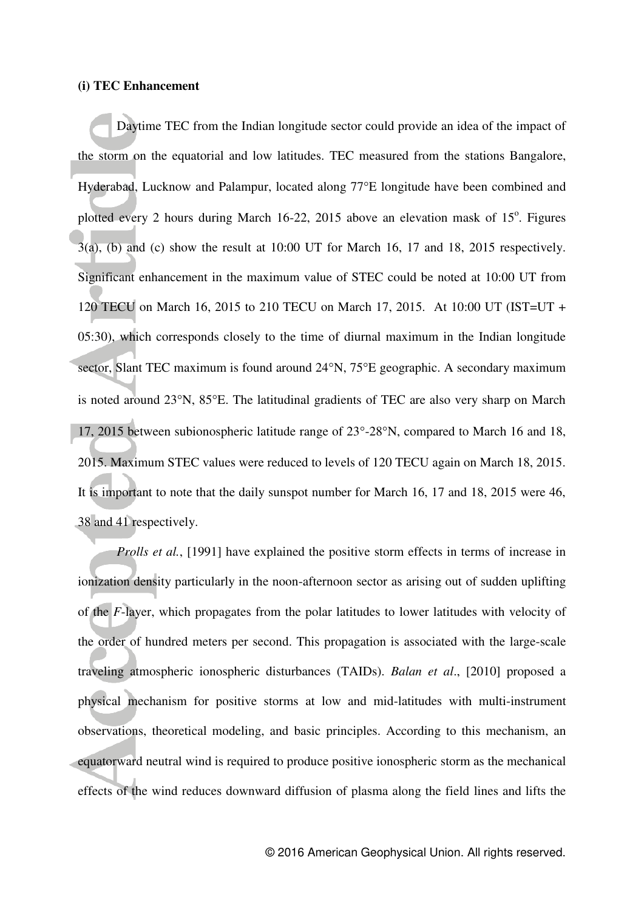**(i) TEC Enhancement**

Daytime TEC from the Indian longitude sector could provide an idea of the impact of the storm on the equatorial and low latitudes. TEC measured from the stations Bangalore, Hyderabad, Lucknow and Palampur, located along 77°E longitude have been combined and plotted every 2 hours during March 16-22, 2015 above an elevation mask of 15°. Figures 3(a), (b) and (c) show the result at 10:00 UT for March 16, 17 and 18, 2015 respectively. Significant enhancement in the maximum value of STEC could be noted at 10:00 UT from 120 TECU on March 16, 2015 to 210 TECU on March 17, 2015. At 10:00 UT (IST=UT + 05:30), which corresponds closely to the time of diurnal maximum in the Indian longitude sector, Slant TEC maximum is found around 24°N, 75°E geographic. A secondary maximum is noted around 23°N, 85°E. The latitudinal gradients of TEC are also very sharp on March 17, 2015 between subionospheric latitude range of 23°-28°N, compared to March 16 and 18, 2015. Maximum STEC values were reduced to levels of 120 TECU again on March 18, 2015. It is important to note that the daily sunspot number for March 16, 17 and 18, 2015 were 46, 38 and 41 respectively.

*Prolls et al.*, [1991] have explained the positive storm effects in terms of increase in ionization density particularly in the noon-afternoon sector as arising out of sudden uplifting of the *F*-layer, which propagates from the polar latitudes to lower latitudes with velocity of the order of hundred meters per second. This propagation is associated with the large-scale traveling atmospheric ionospheric disturbances (TAIDs). *Balan et al*., [2010] proposed a physical mechanism for positive storms at low and mid-latitudes with multi-instrument observations, theoretical modeling, and basic principles. According to this mechanism, an equatorward neutral wind is required to produce positive ionospheric storm as the mechanical effects of the wind reduces downward diffusion of plasma along the field lines and lifts the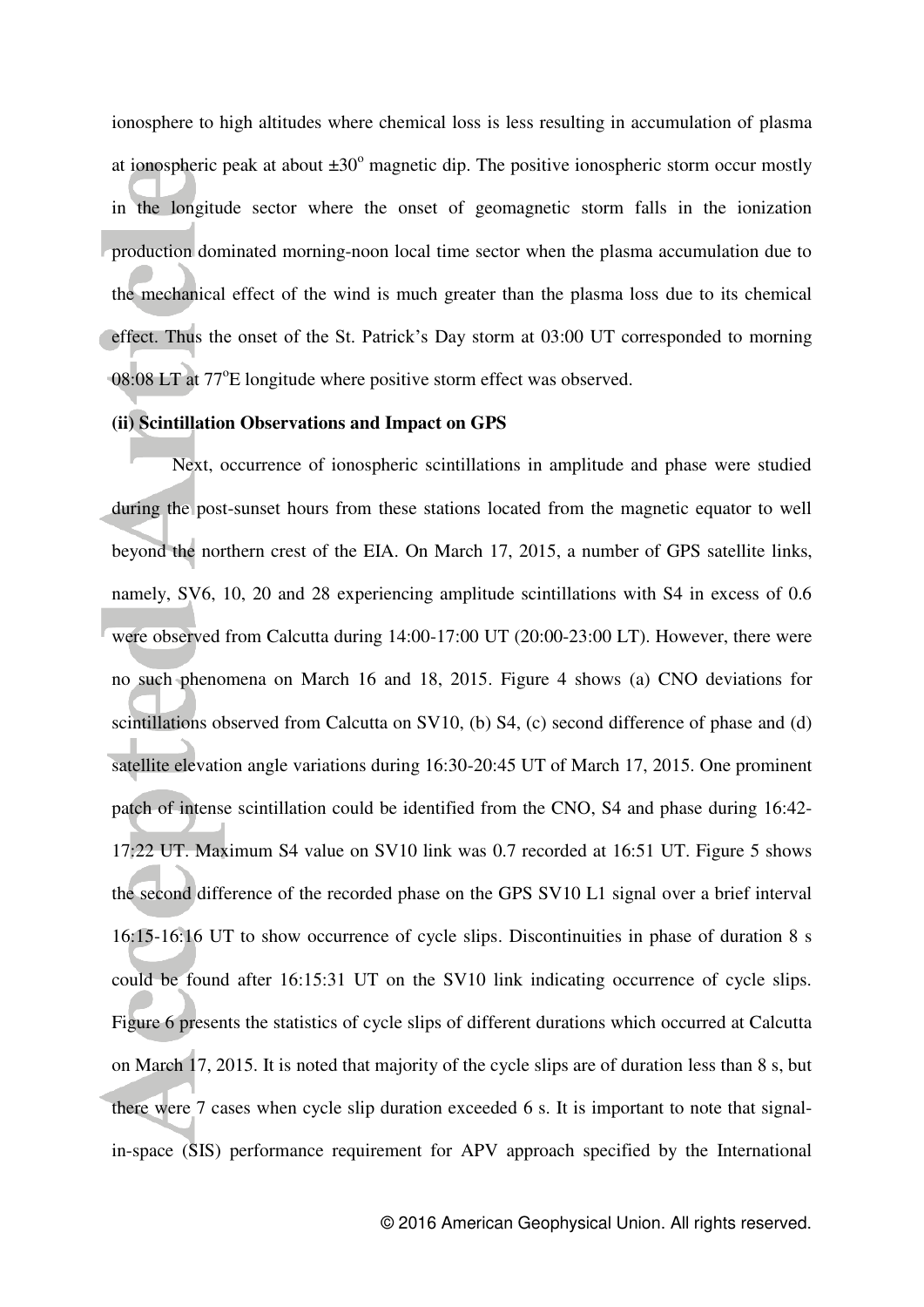ionosphere to high altitudes where chemical loss is less resulting in accumulation of plasma at ionospheric peak at about ±30° magnetic dip. The positive ionospheric storm occur mostly in the longitude sector where the onset of geomagnetic storm falls in the ionization production dominated morning-noon local time sector when the plasma accumulation due to the mechanical effect of the wind is much greater than the plasma loss due to its chemical effect. Thus the onset of the St. Patrick's Day storm at 03:00 UT corresponded to morning 08:08 LT at 77°E longitude where positive storm effect was observed.

**(ii) Scintillation Observations and Impact on GPS**

Next, occurrence of ionospheric scintillations in amplitude and phase were studied during the post-sunset hours from these stations located from the magnetic equator to well beyond the northern crest of the EIA. On March 17, 2015, a number of GPS satellite links, namely, SV6, 10, 20 and 28 experiencing amplitude scintillations with S4 in excess of 0.6 were observed from Calcutta during 14:00-17:00 UT (20:00-23:00 LT). However, there were no such phenomena on March 16 and 18, 2015. Figure 4 shows (a) CNO deviations for scintillations observed from Calcutta on SV10, (b) S4, (c) second difference of phase and (d) satellite elevation angle variations during 16:30-20:45 UT of March 17, 2015. One prominent patch of intense scintillation could be identified from the CNO, S4 and phase during 16:42-17:22 UT. Maximum S4 value on SV10 link was 0.7 recorded at 16:51 UT. Figure 5 shows the second difference of the recorded phase on the GPS SV10 L1 signal over a brief interval 16:15-16:16 UT to show occurrence of cycle slips. Discontinuities in phase of duration 8 s could be found after 16:15:31 UT on the SV10 link indicating occurrence of cycle slips. Figure 6 presents the statistics of cycle slips of different durations which occurred at Calcutta on March 17, 2015. It is noted that majority of the cycle slips are of duration less than 8 s, but there were 7 cases when cycle slip duration exceeded 6 s. It is important to note that signal-in-space (SIS) performance requirement for APV approach specified by the International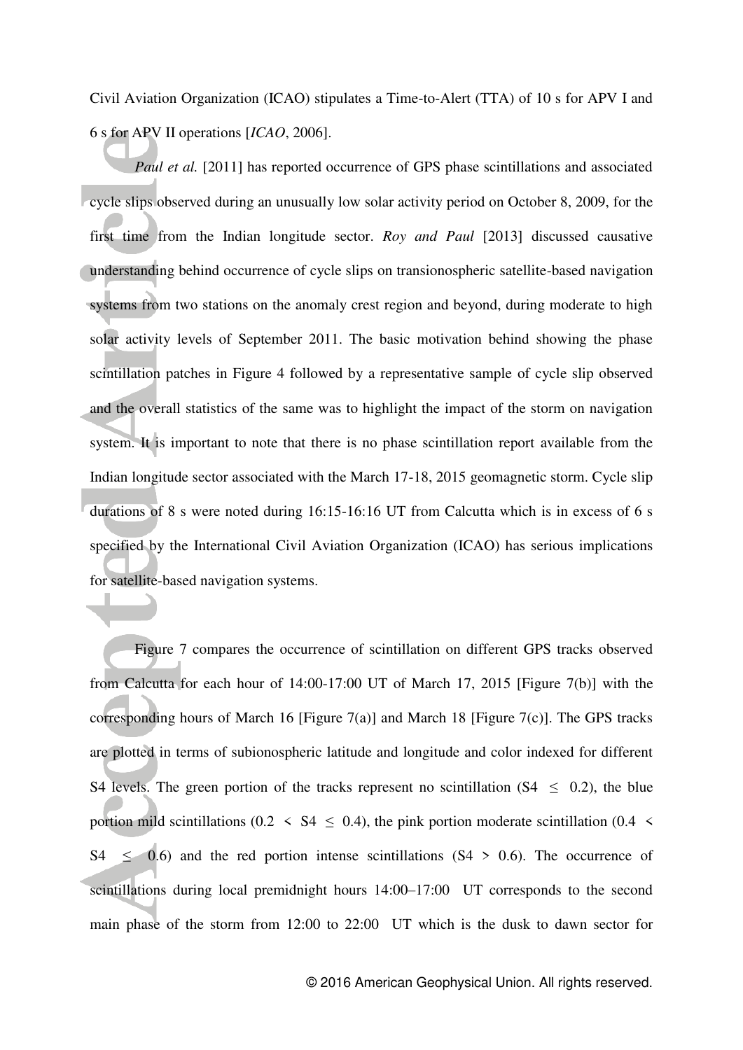Civil Aviation Organization (ICAO) stipulates a Time-to-Alert (TTA) of 10 s for APV I and 6 s for APV II operations [*ICAO*, 2006].

*Paul et al.* [2011] has reported occurrence of GPS phase scintillations and associated cycle slips observed during an unusually low solar activity period on October 8, 2009, for the first time from the Indian longitude sector. *Roy and Paul* [2013] discussed causative understanding behind occurrence of cycle slips on transionospheric satellite-based navigation systems from two stations on the anomaly crest region and beyond, during moderate to high solar activity levels of September 2011. The basic motivation behind showing the phase scintillation patches in Figure 4 followed by a representative sample of cycle slip observed and the overall statistics of the same was to highlight the impact of the storm on navigation system. It is important to note that there is no phase scintillation report available from the Indian longitude sector associated with the March 17-18, 2015 geomagnetic storm. Cycle slip durations of 8 s were noted during 16:15-16:16 UT from Calcutta which is in excess of 6 s specified by the International Civil Aviation Organization (ICAO) has serious implications for satellite-based navigation systems.

Figure 7 compares the occurrence of scintillation on different GPS tracks observed from Calcutta for each hour of 14:00-17:00 UT of March 17, 2015 [Figure 7(b)] with the corresponding hours of March 16 [Figure 7(a)] and March 18 [Figure 7(c)]. The GPS tracks are plotted in terms of subionospheric latitude and longitude and color indexed for different S4 levels. The green portion of the tracks represent no scintillation ($S4 \leq 0.2$), the blue portion mild scintillations ($0.2 < S4 \leq 0.4$), the pink portion moderate scintillation ($0.4 < S4 \leq 0.6$) and the red portion intense scintillations ($S4 > 0.6$). The occurrence of scintillations during local premidnight hours 14:00–17:00 UT corresponds to the second main phase of the storm from 12:00 to 22:00 UT which is the dusk to dawn sector for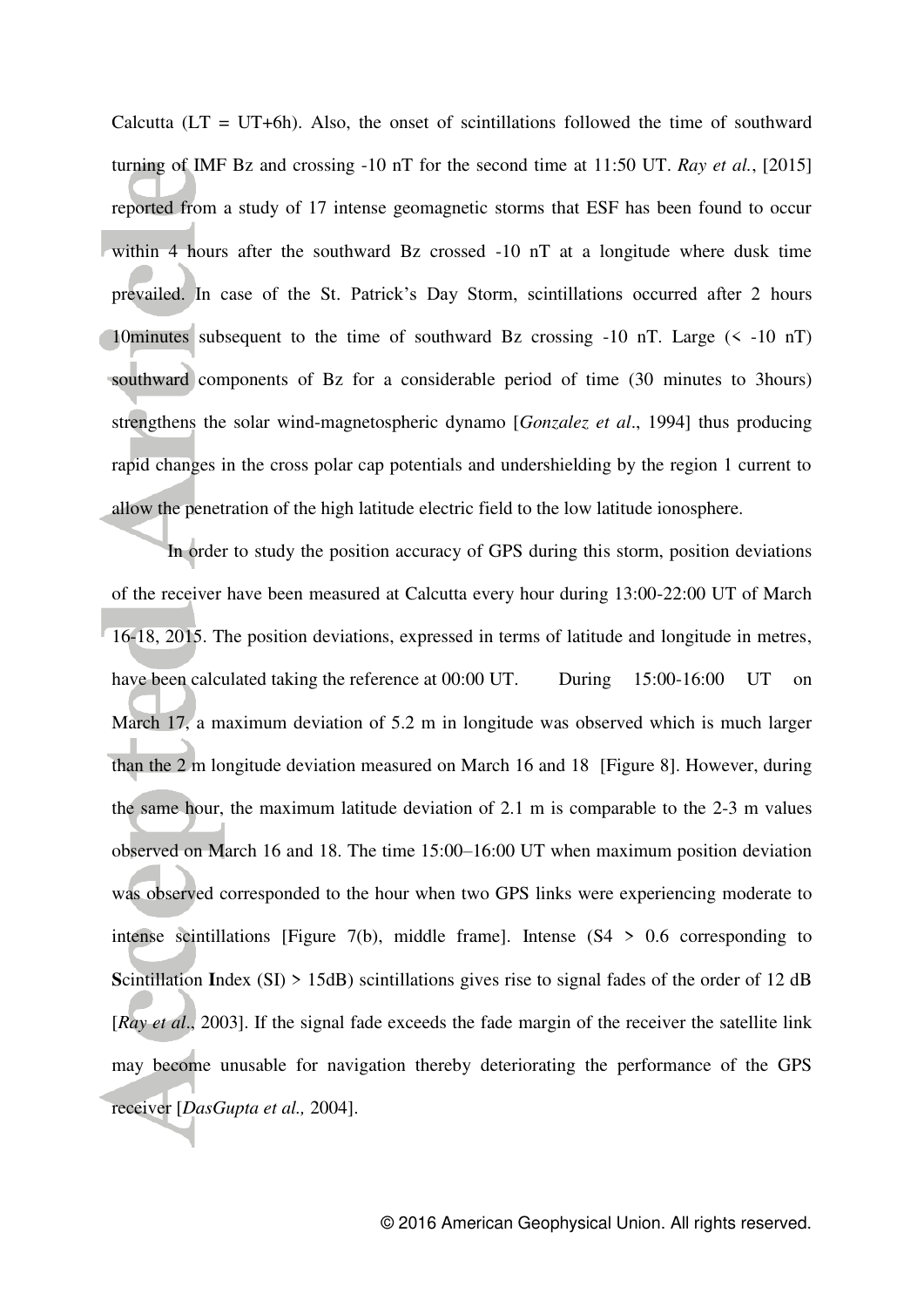Calcutta (LT = UT+6h). Also, the onset of scintillations followed the time of southward turning of IMF Bz and crossing -10 nT for the second time at 11:50 UT. *Ray et al.*, [2015] reported from a study of 17 intense geomagnetic storms that ESF has been found to occur within 4 hours after the southward Bz crossed -10 nT at a longitude where dusk time prevailed. In case of the St. Patrick's Day Storm, scintillations occurred after 2 hours 10minutes subsequent to the time of southward Bz crossing -10 nT. Large (< -10 nT) southward components of Bz for a considerable period of time (30 minutes to 3hours) strengthens the solar wind-magnetospheric dynamo [*Gonzalez et al*., 1994] thus producing rapid changes in the cross polar cap potentials and undershielding by the region 1 current to allow the penetration of the high latitude electric field to the low latitude ionosphere.

In order to study the position accuracy of GPS during this storm, position deviations of the receiver have been measured at Calcutta every hour during 13:00-22:00 UT of March 16-18, 2015. The position deviations, expressed in terms of latitude and longitude in metres, have been calculated taking the reference at 00:00 UT. During 15:00-16:00 UT on March 17, a maximum deviation of 5.2 m in longitude was observed which is much larger than the 2 m longitude deviation measured on March 16 and 18 [Figure 8]. However, during the same hour, the maximum latitude deviation of 2.1 m is comparable to the 2-3 m values observed on March 16 and 18. The time 15:00–16:00 UT when maximum position deviation was observed corresponded to the hour when two GPS links were experiencing moderate to intense scintillations [Figure 7(b), middle frame]. Intense (S4 > 0.6 corresponding to **S**cintillation **I**ndex (SI) > 15dB) scintillations gives rise to signal fades of the order of 12 dB [*Ray et al*., 2003]. If the signal fade exceeds the fade margin of the receiver the satellite link may become unusable for navigation thereby deteriorating the performance of the GPS receiver [*DasGupta et al.,* 2004].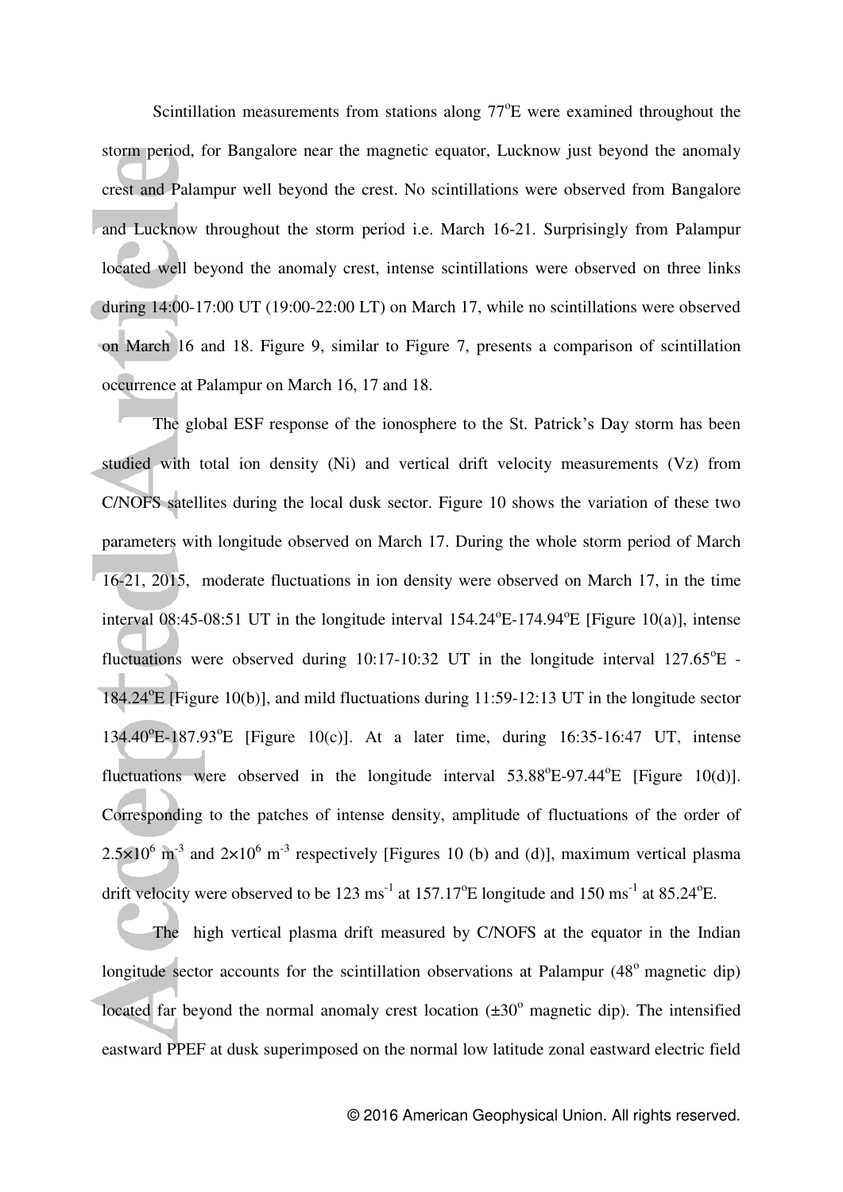Scintillation measurements from stations along 77°E were examined throughout the storm period, for Bangalore near the magnetic equator, Lucknow just beyond the anomaly crest and Palampur well beyond the crest. No scintillations were observed from Bangalore and Lucknow throughout the storm period i.e. March 16-21. Surprisingly from Palampur located well beyond the anomaly crest, intense scintillations were observed on three links during 14:00-17:00 UT (19:00-22:00 LT) on March 17, while no scintillations were observed on March 16 and 18. Figure 9, similar to Figure 7, presents a comparison of scintillation occurrence at Palampur on March 16, 17 and 18.

The global ESF response of the ionosphere to the St. Patrick's Day storm has been studied with total ion density (Ni) and vertical drift velocity measurements (Vz) from C/NOFS satellites during the local dusk sector. Figure 10 shows the variation of these two parameters with longitude observed on March 17. During the whole storm period of March 16-21, 2015, moderate fluctuations in ion density were observed on March 17, in the time interval 08:45-08:51 UT in the longitude interval 154.24°E-174.94°E [Figure 10(a)], intense fluctuations were observed during 10:17-10:32 UT in the longitude interval 127.65°E - 184.24°E [Figure 10(b)], and mild fluctuations during 11:59-12:13 UT in the longitude sector 134.40°E-187.93°E [Figure 10(c)]. At a later time, during 16:35-16:47 UT, intense fluctuations were observed in the longitude interval 53.88°E-97.44°E [Figure 10(d)]. Corresponding to the patches of intense density, amplitude of fluctuations of the order of $2.5\times10^{6}$ m$^{-3}$ and $2\times10^{6}$ m$^{-3}$ respectively [Figures 10 (b) and (d)], maximum vertical plasma drift velocity were observed to be 123 ms$^{-1}$ at 157.17°E longitude and 150 ms$^{-1}$ at 85.24°E.

The high vertical plasma drift measured by C/NOFS at the equator in the Indian longitude sector accounts for the scintillation observations at Palampur (48° magnetic dip) located far beyond the normal anomaly crest location (±30° magnetic dip). The intensified eastward PPEF at dusk superimposed on the normal low latitude zonal eastward electric field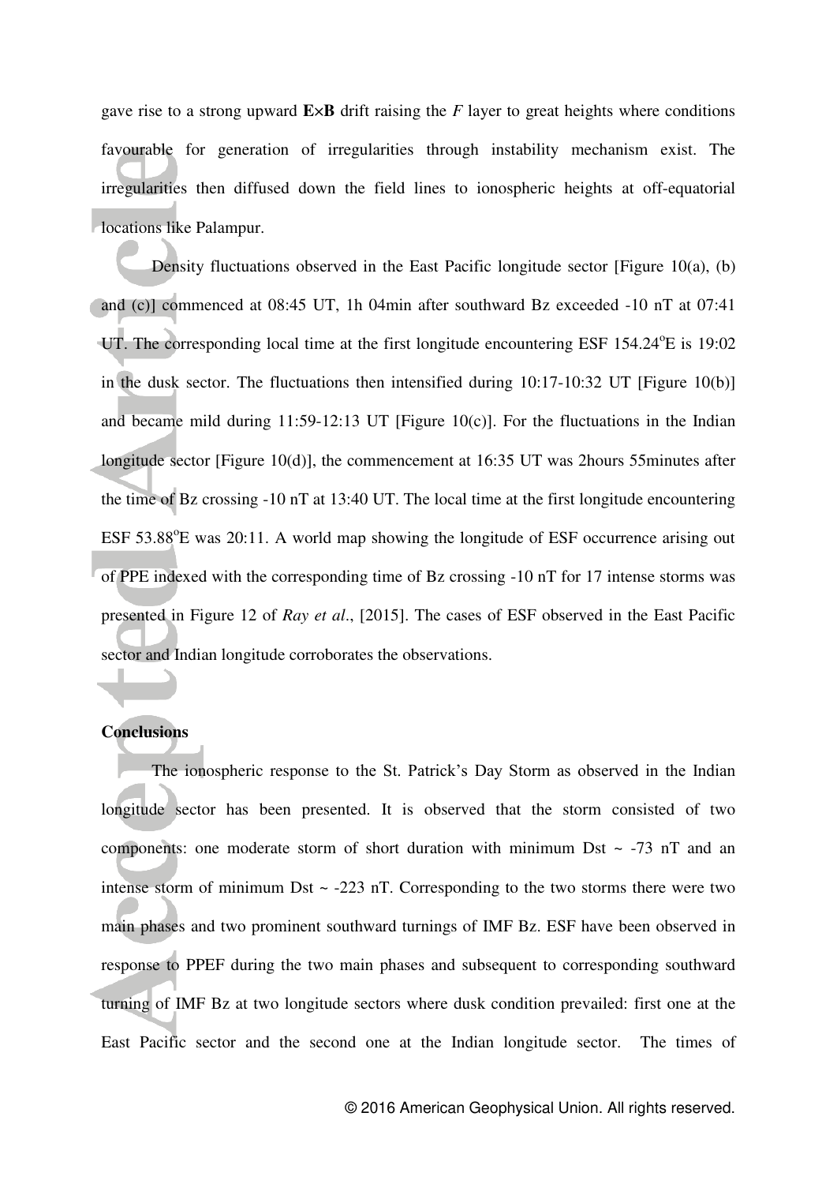gave rise to a strong upward **E**×**B** drift raising the *F* layer to great heights where conditions favourable for generation of irregularities through instability mechanism exist. The irregularities then diffused down the field lines to ionospheric heights at off-equatorial locations like Palampur.

Density fluctuations observed in the East Pacific longitude sector [Figure 10(a), (b) and (c)] commenced at 08:45 UT, 1h 04min after southward Bz exceeded -10 nT at 07:41 UT. The corresponding local time at the first longitude encountering ESF 154.24°E is 19:02 in the dusk sector. The fluctuations then intensified during 10:17-10:32 UT [Figure 10(b)] and became mild during 11:59-12:13 UT [Figure 10(c)]. For the fluctuations in the Indian longitude sector [Figure 10(d)], the commencement at 16:35 UT was 2hours 55minutes after the time of Bz crossing -10 nT at 13:40 UT. The local time at the first longitude encountering ESF 53.88°E was 20:11. A world map showing the longitude of ESF occurrence arising out of PPE indexed with the corresponding time of Bz crossing -10 nT for 17 intense storms was presented in Figure 12 of *Ray et al*., [2015]. The cases of ESF observed in the East Pacific sector and Indian longitude corroborates the observations.

## Conclusions

The ionospheric response to the St. Patrick's Day Storm as observed in the Indian longitude sector has been presented. It is observed that the storm consisted of two components: one moderate storm of short duration with minimum Dst ~ -73 nT and an intense storm of minimum Dst ~ -223 nT. Corresponding to the two storms there were two main phases and two prominent southward turnings of IMF Bz. ESF have been observed in response to PPEF during the two main phases and subsequent to corresponding southward turning of IMF Bz at two longitude sectors where dusk condition prevailed: first one at the East Pacific sector and the second one at the Indian longitude sector. The times of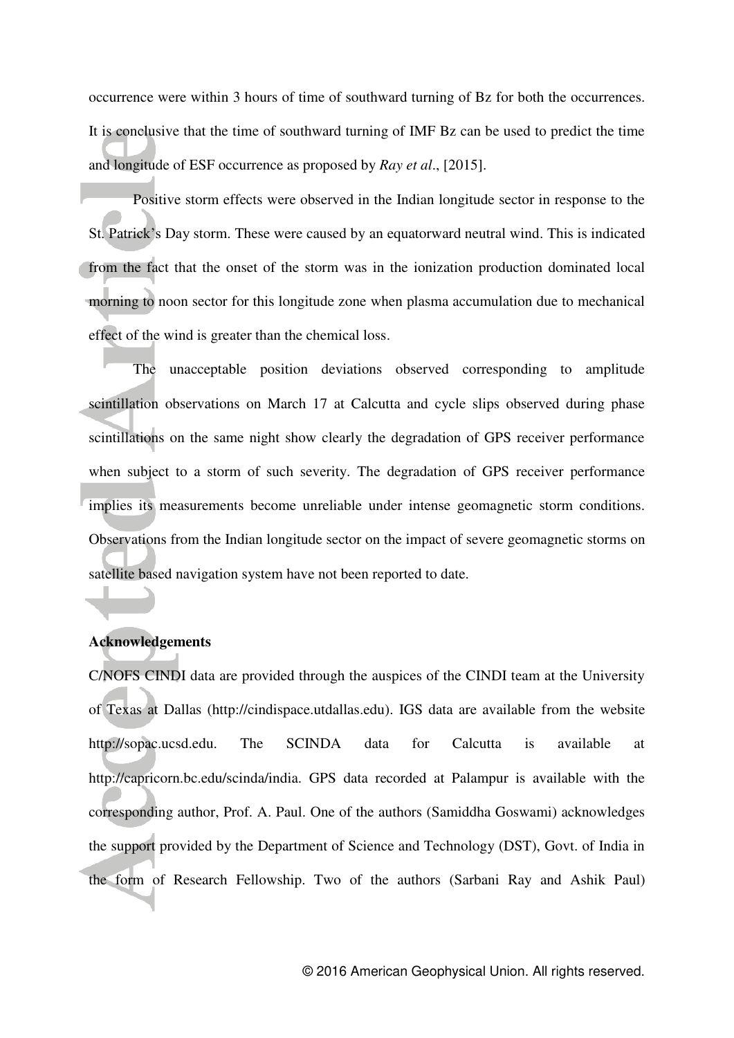occurrence were within 3 hours of time of southward turning of Bz for both the occurrences. It is conclusive that the time of southward turning of IMF Bz can be used to predict the time and longitude of ESF occurrence as proposed by *Ray et al*., [2015].

Positive storm effects were observed in the Indian longitude sector in response to the St. Patrick's Day storm. These were caused by an equatorward neutral wind. This is indicated from the fact that the onset of the storm was in the ionization production dominated local morning to noon sector for this longitude zone when plasma accumulation due to mechanical effect of the wind is greater than the chemical loss.

The unacceptable position deviations observed corresponding to amplitude scintillation observations on March 17 at Calcutta and cycle slips observed during phase scintillations on the same night show clearly the degradation of GPS receiver performance when subject to a storm of such severity. The degradation of GPS receiver performance implies its measurements become unreliable under intense geomagnetic storm conditions. Observations from the Indian longitude sector on the impact of severe geomagnetic storms on satellite based navigation system have not been reported to date.

**Acknowledgements**

C/NOFS CINDI data are provided through the auspices of the CINDI team at the University of Texas at Dallas (http://cindispace.utdallas.edu). IGS data are available from the website http://sopac.ucsd.edu. The SCINDA data for Calcutta is available at http://capricorn.bc.edu/scinda/india. GPS data recorded at Palampur is available with the corresponding author, Prof. A. Paul. One of the authors (Samiddha Goswami) acknowledges the support provided by the Department of Science and Technology (DST), Govt. of India in the form of Research Fellowship. Two of the authors (Sarbani Ray and Ashik Paul)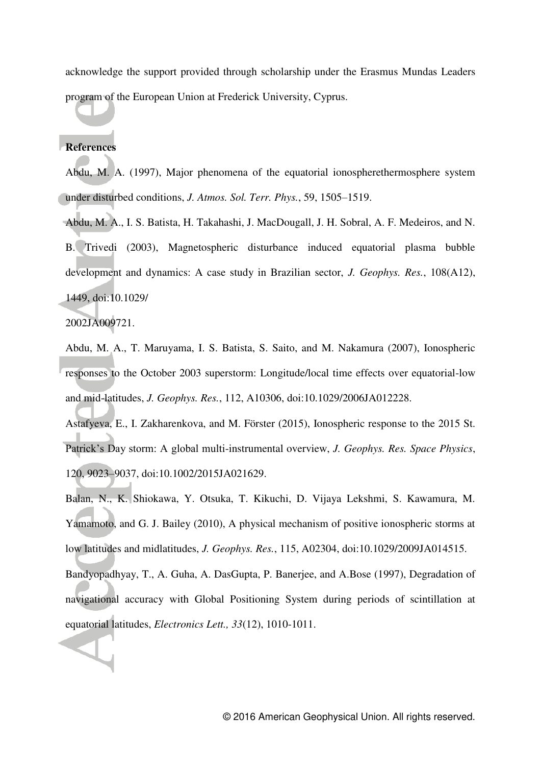acknowledge the support provided through scholarship under the Erasmus Mundas Leaders program of the European Union at Frederick University, Cyprus.

**References**

Abdu, M. A. (1997), Major phenomena of the equatorial ionospherethermosphere system under disturbed conditions, *J. Atmos. Sol. Terr. Phys.*, 59, 1505–1519.

Abdu, M. A., I. S. Batista, H. Takahashi, J. MacDougall, J. H. Sobral, A. F. Medeiros, and N. B. Trivedi (2003), Magnetospheric disturbance induced equatorial plasma bubble development and dynamics: A case study in Brazilian sector, *J. Geophys. Res.*, 108(A12), 1449, doi:10.1029/2002JA009721.

Abdu, M. A., T. Maruyama, I. S. Batista, S. Saito, and M. Nakamura (2007), Ionospheric responses to the October 2003 superstorm: Longitude/local time effects over equatorial-low and mid-latitudes, *J. Geophys. Res.*, 112, A10306, doi:10.1029/2006JA012228.

Astafyeva, E., I. Zakharenkova, and M. Förster (2015), Ionospheric response to the 2015 St. Patrick's Day storm: A global multi-instrumental overview, *J. Geophys. Res. Space Physics*, 120, 9023–9037, doi:10.1002/2015JA021629.

Balan, N., K. Shiokawa, Y. Otsuka, T. Kikuchi, D. Vijaya Lekshmi, S. Kawamura, M. Yamamoto, and G. J. Bailey (2010), A physical mechanism of positive ionospheric storms at low latitudes and midlatitudes, *J. Geophys. Res.*, 115, A02304, doi:10.1029/2009JA014515.

Bandyopadhyay, T., A. Guha, A. DasGupta, P. Banerjee, and A.Bose (1997), Degradation of navigational accuracy with Global Positioning System during periods of scintillation at equatorial latitudes, *Electronics Lett., 33*(12), 1010-1011.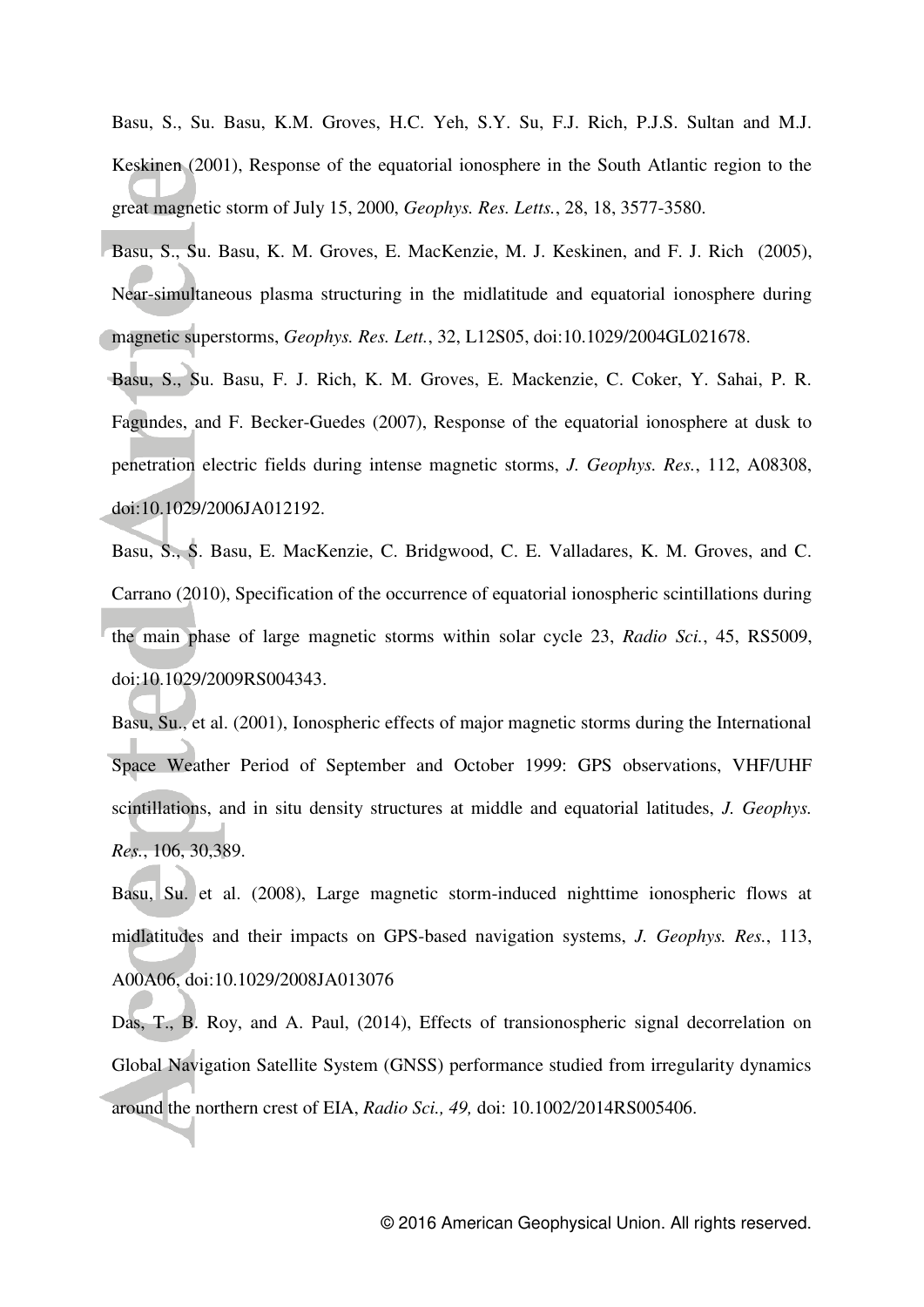Basu, S., Su. Basu, K.M. Groves, H.C. Yeh, S.Y. Su, F.J. Rich, P.J.S. Sultan and M.J. Keskinen (2001), Response of the equatorial ionosphere in the South Atlantic region to the great magnetic storm of July 15, 2000, *Geophys. Res. Letts.*, 28, 18, 3577-3580.

Basu, S., Su. Basu, K. M. Groves, E. MacKenzie, M. J. Keskinen, and F. J. Rich (2005), Near-simultaneous plasma structuring in the midlatitude and equatorial ionosphere during magnetic superstorms, *Geophys. Res. Lett.*, 32, L12S05, doi:10.1029/2004GL021678.

Basu, S., Su. Basu, F. J. Rich, K. M. Groves, E. Mackenzie, C. Coker, Y. Sahai, P. R. Fagundes, and F. Becker-Guedes (2007), Response of the equatorial ionosphere at dusk to penetration electric fields during intense magnetic storms, *J. Geophys. Res.*, 112, A08308, doi:10.1029/2006JA012192.

Basu, S., S. Basu, E. MacKenzie, C. Bridgwood, C. E. Valladares, K. M. Groves, and C. Carrano (2010), Specification of the occurrence of equatorial ionospheric scintillations during the main phase of large magnetic storms within solar cycle 23, *Radio Sci.*, 45, RS5009, doi:10.1029/2009RS004343.

Basu, Su., et al. (2001), Ionospheric effects of major magnetic storms during the International Space Weather Period of September and October 1999: GPS observations, VHF/UHF scintillations, and in situ density structures at middle and equatorial latitudes, *J. Geophys. Res.*, 106, 30,389.

Basu, Su. et al. (2008), Large magnetic storm-induced nighttime ionospheric flows at midlatitudes and their impacts on GPS-based navigation systems, *J. Geophys. Res.*, 113, A00A06, doi:10.1029/2008JA013076

Das, T., B. Roy, and A. Paul, (2014), Effects of transionospheric signal decorrelation on Global Navigation Satellite System (GNSS) performance studied from irregularity dynamics around the northern crest of EIA, *Radio Sci., 49,* doi: 10.1002/2014RS005406.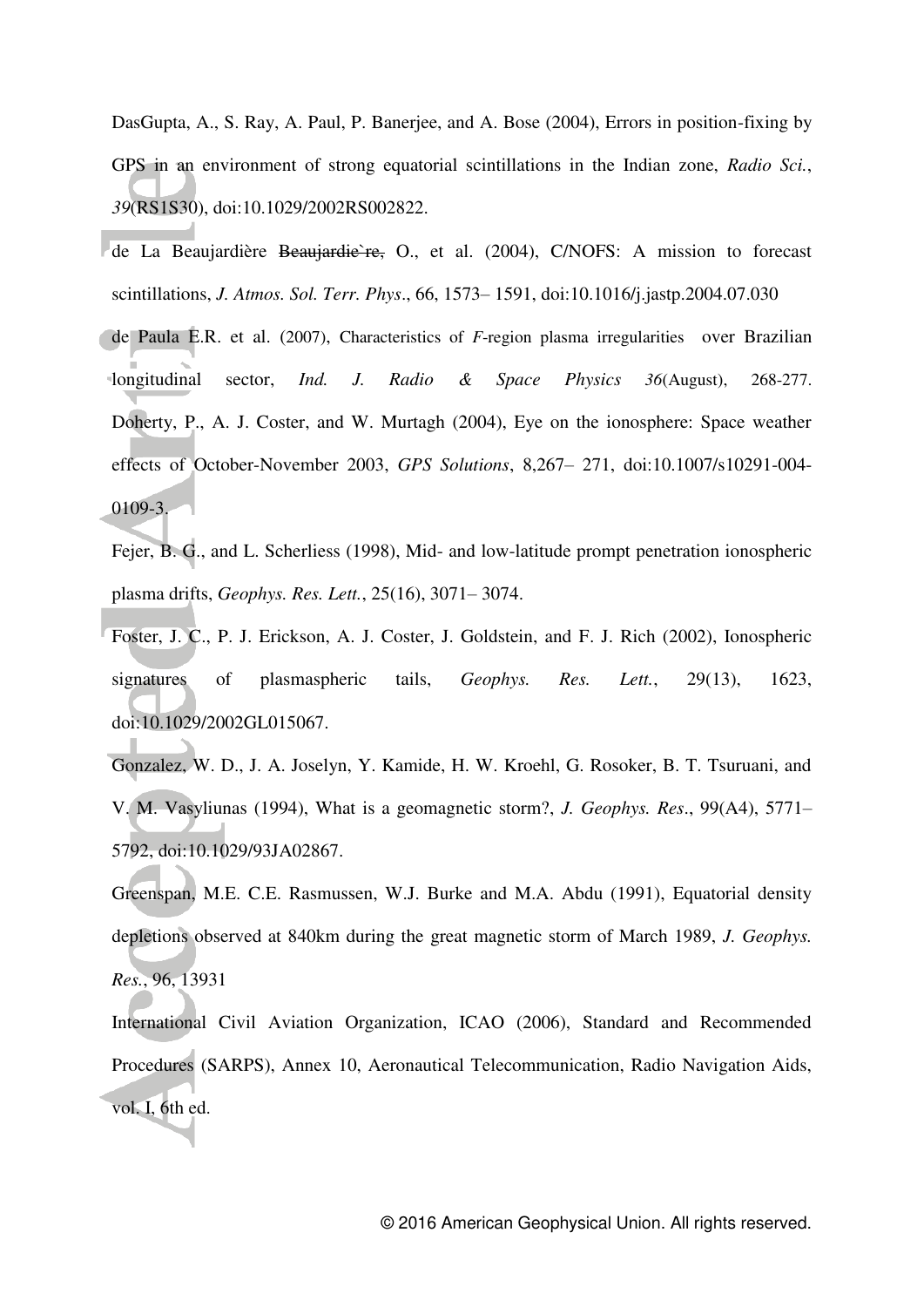DasGupta, A., S. Ray, A. Paul, P. Banerjee, and A. Bose (2004), Errors in position-fixing by GPS in an environment of strong equatorial scintillations in the Indian zone, *Radio Sci.*, *39*(RS1S30), doi:10.1029/2002RS002822.

de La Beaujardière ~~Beaujardie`re,~~ O., et al. (2004), C/NOFS: A mission to forecast scintillations, *J. Atmos. Sol. Terr. Phys*., 66, 1573– 1591, doi:10.1016/j.jastp.2004.07.030

de Paula E.R. et al. (2007), Characteristics of *F*-region plasma irregularities over Brazilian longitudinal sector, *Ind. J. Radio & Space Physics 36*(August), 268-277.

Doherty, P., A. J. Coster, and W. Murtagh (2004), Eye on the ionosphere: Space weather effects of October-November 2003, *GPS Solutions*, 8,267– 271, doi:10.1007/s10291-004-0109-3.

Fejer, B. G., and L. Scherliess (1998), Mid- and low-latitude prompt penetration ionospheric plasma drifts, *Geophys. Res. Lett.*, 25(16), 3071– 3074.

Foster, J. C., P. J. Erickson, A. J. Coster, J. Goldstein, and F. J. Rich (2002), Ionospheric signatures of plasmaspheric tails, *Geophys. Res. Lett.*, 29(13), 1623, doi:10.1029/2002GL015067.

Gonzalez, W. D., J. A. Joselyn, Y. Kamide, H. W. Kroehl, G. Rosoker, B. T. Tsuruani, and V. M. Vasyliunas (1994), What is a geomagnetic storm?, *J. Geophys. Res*., 99(A4), 5771–5792, doi:10.1029/93JA02867.

Greenspan, M.E. C.E. Rasmussen, W.J. Burke and M.A. Abdu (1991), Equatorial density depletions observed at 840km during the great magnetic storm of March 1989, *J. Geophys. Res.*, 96, 13931

International Civil Aviation Organization, ICAO (2006), Standard and Recommended Procedures (SARPS), Annex 10, Aeronautical Telecommunication, Radio Navigation Aids, vol. I, 6th ed.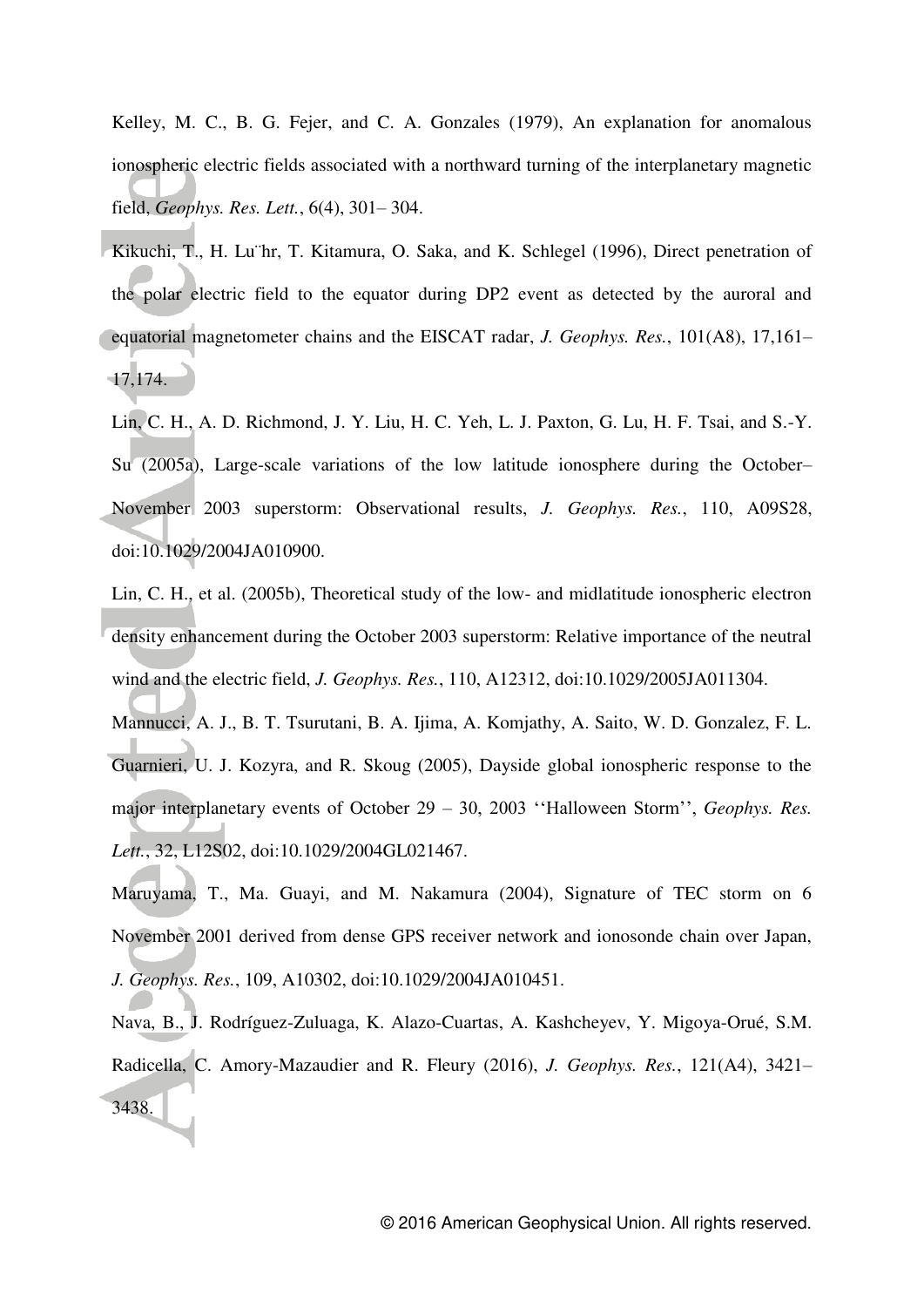Kelley, M. C., B. G. Fejer, and C. A. Gonzales (1979), An explanation for anomalous ionospheric electric fields associated with a northward turning of the interplanetary magnetic field, *Geophys. Res. Lett.*, 6(4), 301– 304.

Kikuchi, T., H. Lu¨hr, T. Kitamura, O. Saka, and K. Schlegel (1996), Direct penetration of the polar electric field to the equator during DP2 event as detected by the auroral and equatorial magnetometer chains and the EISCAT radar, *J. Geophys. Res.*, 101(A8), 17,161–17,174.

Lin, C. H., A. D. Richmond, J. Y. Liu, H. C. Yeh, L. J. Paxton, G. Lu, H. F. Tsai, and S.-Y. Su (2005a), Large-scale variations of the low latitude ionosphere during the October–November 2003 superstorm: Observational results, *J. Geophys. Res.*, 110, A09S28, doi:10.1029/2004JA010900.

Lin, C. H., et al. (2005b), Theoretical study of the low- and midlatitude ionospheric electron density enhancement during the October 2003 superstorm: Relative importance of the neutral wind and the electric field, *J. Geophys. Res.*, 110, A12312, doi:10.1029/2005JA011304.

Mannucci, A. J., B. T. Tsurutani, B. A. Ijima, A. Komjathy, A. Saito, W. D. Gonzalez, F. L. Guarnieri, U. J. Kozyra, and R. Skoug (2005), Dayside global ionospheric response to the major interplanetary events of October 29 – 30, 2003 ''Halloween Storm'', *Geophys. Res. Lett.*, 32, L12S02, doi:10.1029/2004GL021467.

Maruyama, T., Ma. Guayi, and M. Nakamura (2004), Signature of TEC storm on 6 November 2001 derived from dense GPS receiver network and ionosonde chain over Japan, *J. Geophys. Res.*, 109, A10302, doi:10.1029/2004JA010451.

Nava, B., J. Rodríguez-Zuluaga, K. Alazo-Cuartas, A. Kashcheyev, Y. Migoya-Orué, S.M. Radicella, C. Amory-Mazaudier and R. Fleury (2016), *J. Geophys. Res.*, 121(A4), 3421–3438.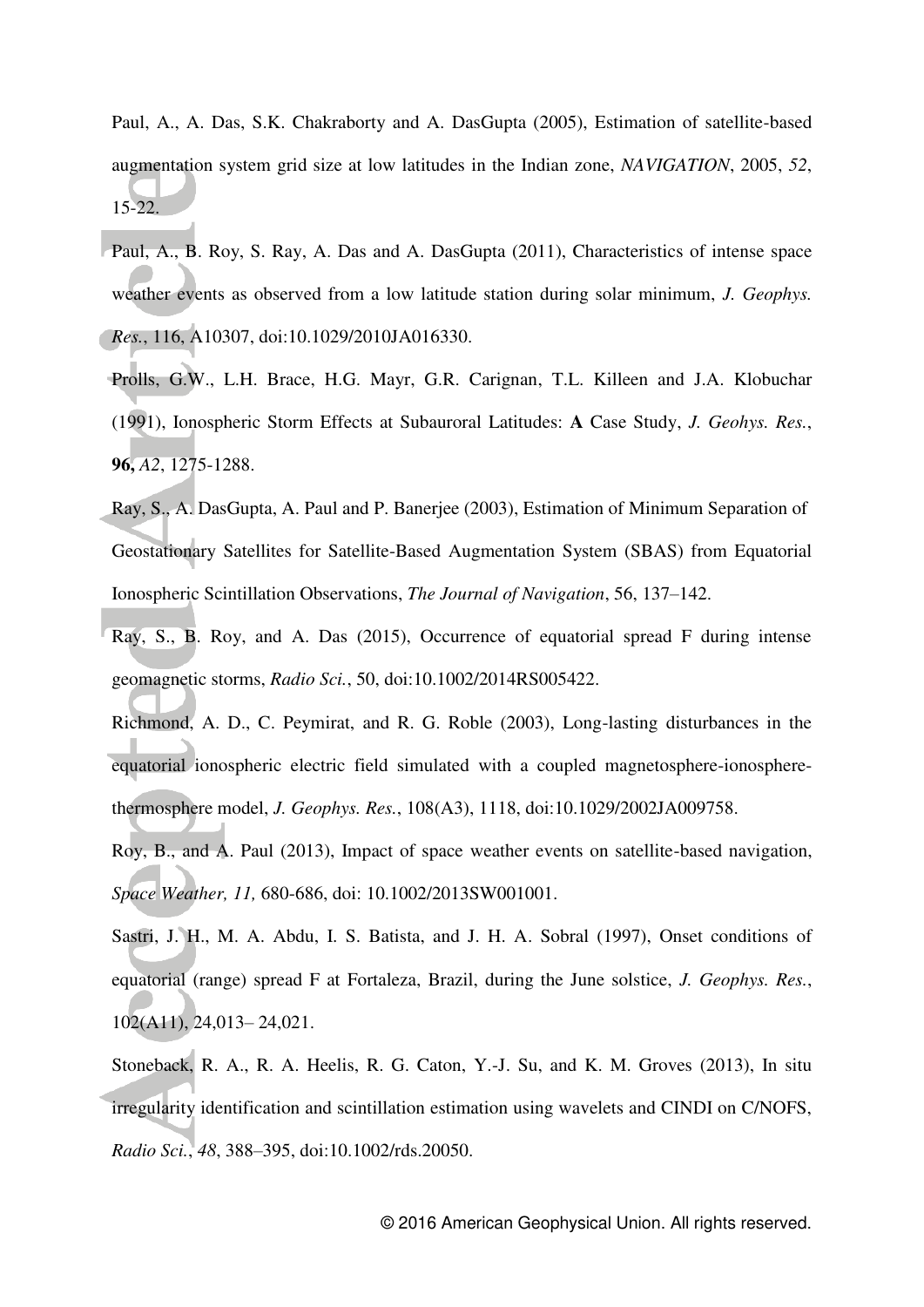Paul, A., A. Das, S.K. Chakraborty and A. DasGupta (2005), Estimation of satellite-based augmentation system grid size at low latitudes in the Indian zone, *NAVIGATION*, 2005, *52*, 15-22.

Paul, A., B. Roy, S. Ray, A. Das and A. DasGupta (2011), Characteristics of intense space weather events as observed from a low latitude station during solar minimum, *J. Geophys. Res.*, 116, A10307, doi:10.1029/2010JA016330.

Prolls, G.W., L.H. Brace, H.G. Mayr, G.R. Carignan, T.L. Killeen and J.A. Klobuchar (1991), Ionospheric Storm Effects at Subauroral Latitudes: **A** Case Study, *J. Geohys. Res.*, **96,** *A2*, 1275-1288.

Ray, S., A. DasGupta, A. Paul and P. Banerjee (2003), Estimation of Minimum Separation of Geostationary Satellites for Satellite-Based Augmentation System (SBAS) from Equatorial Ionospheric Scintillation Observations, *The Journal of Navigation*, 56, 137–142.

Ray, S., B. Roy, and A. Das (2015), Occurrence of equatorial spread F during intense geomagnetic storms, *Radio Sci.*, 50, doi:10.1002/2014RS005422.

Richmond, A. D., C. Peymirat, and R. G. Roble (2003), Long-lasting disturbances in the equatorial ionospheric electric field simulated with a coupled magnetosphere-ionosphere-thermosphere model, *J. Geophys. Res.*, 108(A3), 1118, doi:10.1029/2002JA009758.

Roy, B., and A. Paul (2013), Impact of space weather events on satellite-based navigation, *Space Weather, 11,* 680-686, doi: 10.1002/2013SW001001.

Sastri, J. H., M. A. Abdu, I. S. Batista, and J. H. A. Sobral (1997), Onset conditions of equatorial (range) spread F at Fortaleza, Brazil, during the June solstice, *J. Geophys. Res.*, 102(A11), 24,013– 24,021.

Stoneback, R. A., R. A. Heelis, R. G. Caton, Y.-J. Su, and K. M. Groves (2013), In situ irregularity identification and scintillation estimation using wavelets and CINDI on C/NOFS, *Radio Sci.*, *48*, 388–395, doi:10.1002/rds.20050.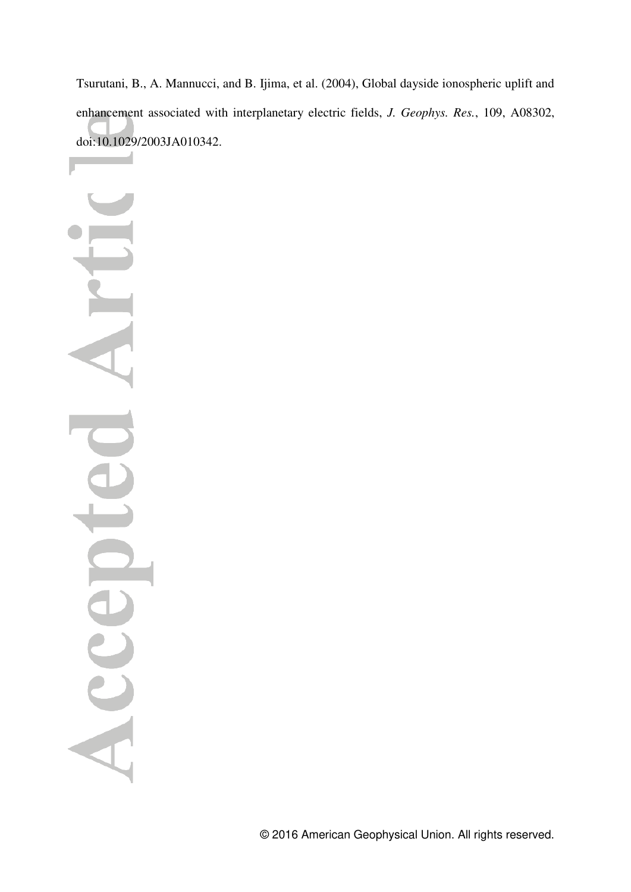Tsurutani, B., A. Mannucci, and B. Ijima, et al. (2004), Global dayside ionospheric uplift and enhancement associated with interplanetary electric fields, *J. Geophys. Res.*, 109, A08302, doi:10.1029/2003JA010342.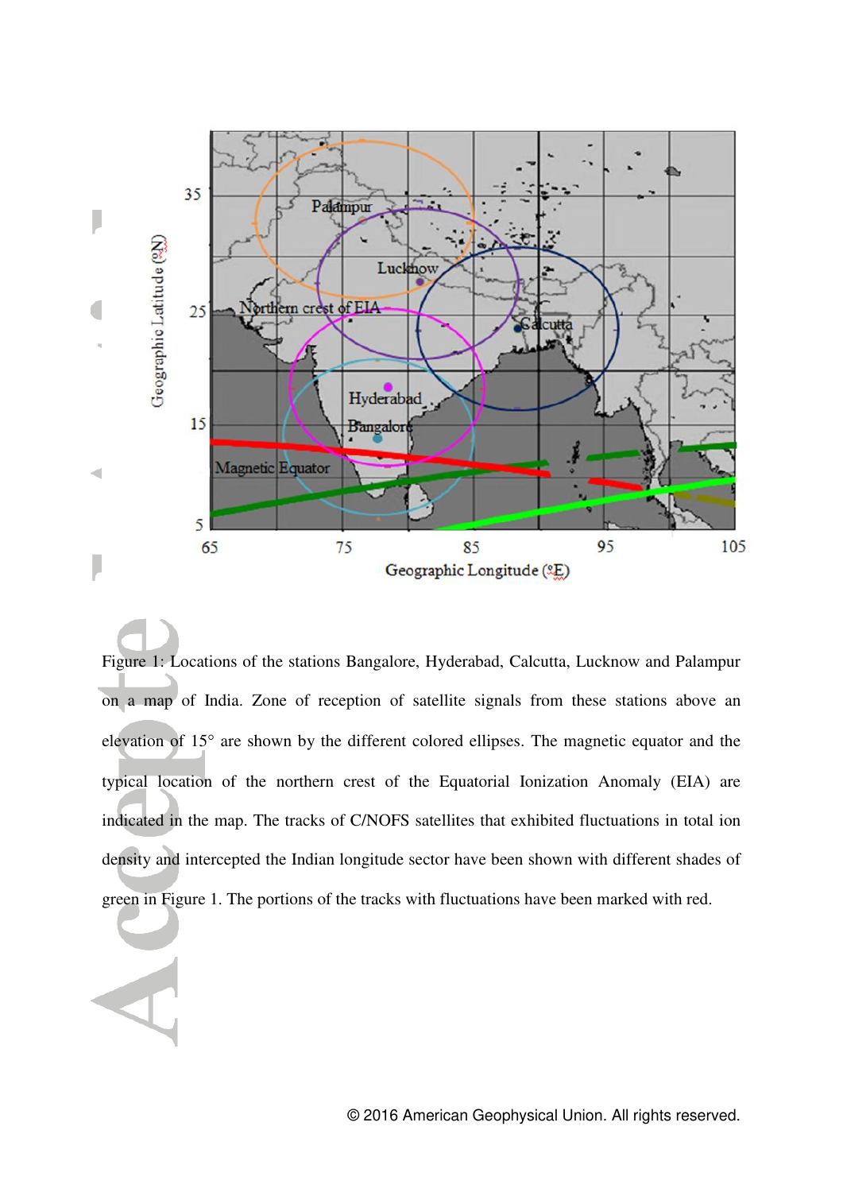Figure 1: Locations of the stations Bangalore, Hyderabad, Calcutta, Lucknow and Palampur on a map of India. Zone of reception of satellite signals from these stations above an elevation of 15° are shown by the different colored ellipses. The magnetic equator and the typical location of the northern crest of the Equatorial Ionization Anomaly (EIA) are indicated in the map. The tracks of C/NOFS satellites that exhibited fluctuations in total ion density and intercepted the Indian longitude sector have been shown with different shades of green in Figure 1. The portions of the tracks with fluctuations have been marked with red.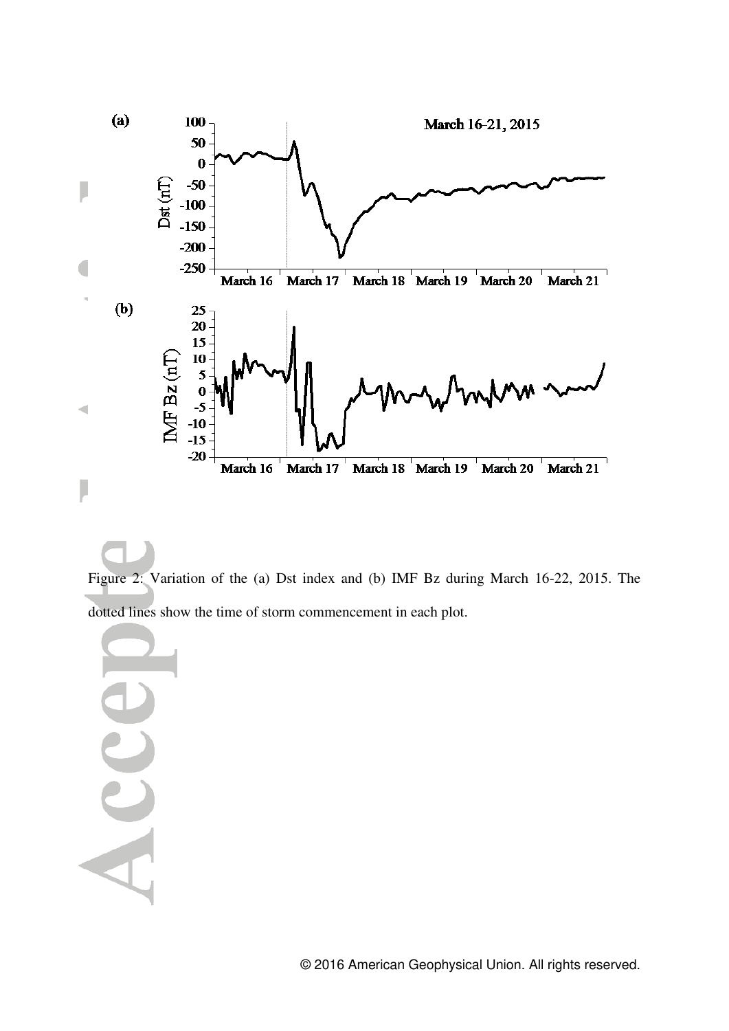Figure 2: Variation of the (a) Dst index and (b) IMF Bz during March 16-22, 2015. The dotted lines show the time of storm commencement in each plot.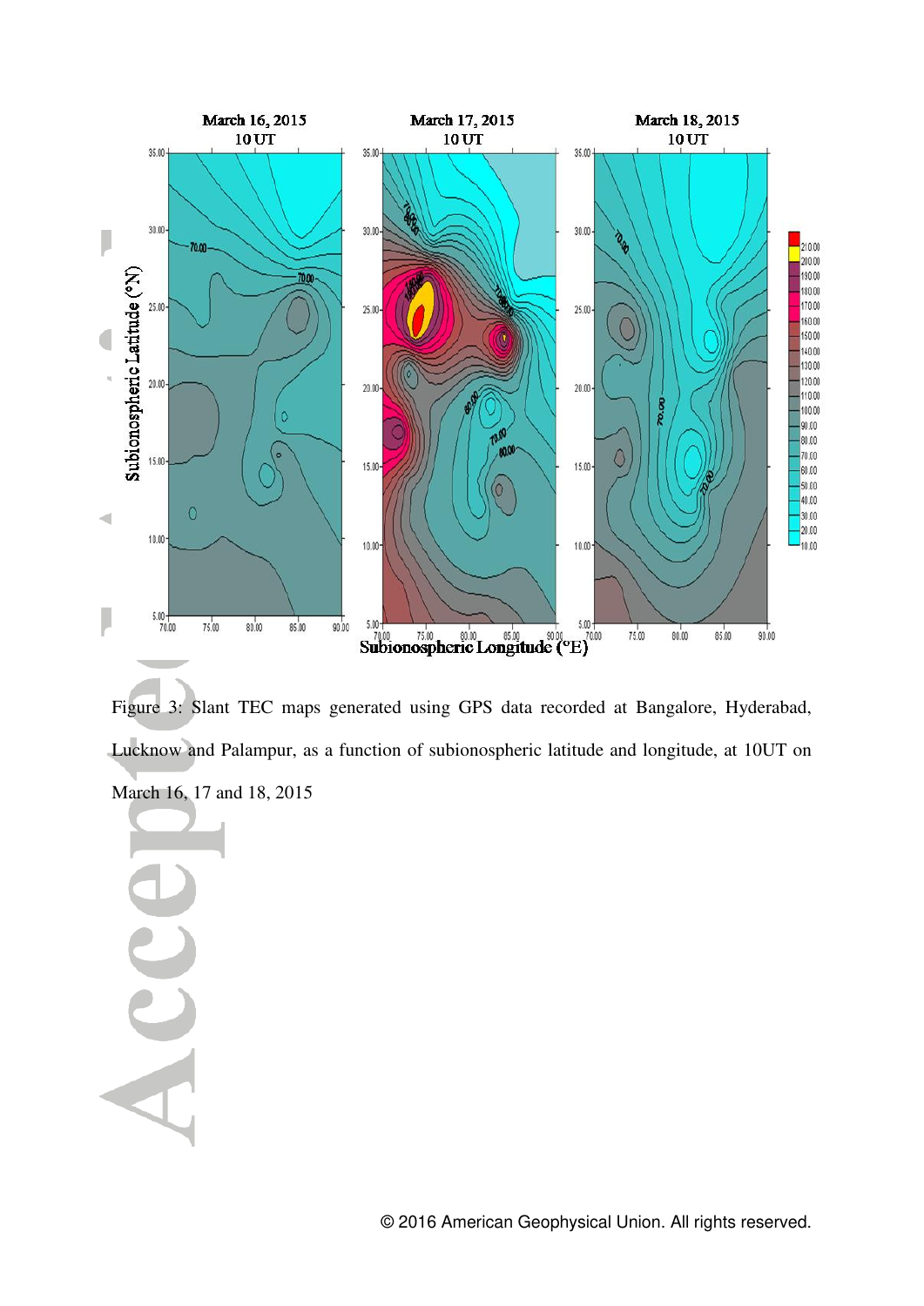Figure 3: Slant TEC maps generated using GPS data recorded at Bangalore, Hyderabad, Lucknow and Palampur, as a function of subionospheric latitude and longitude, at 10UT on March 16, 17 and 18, 2015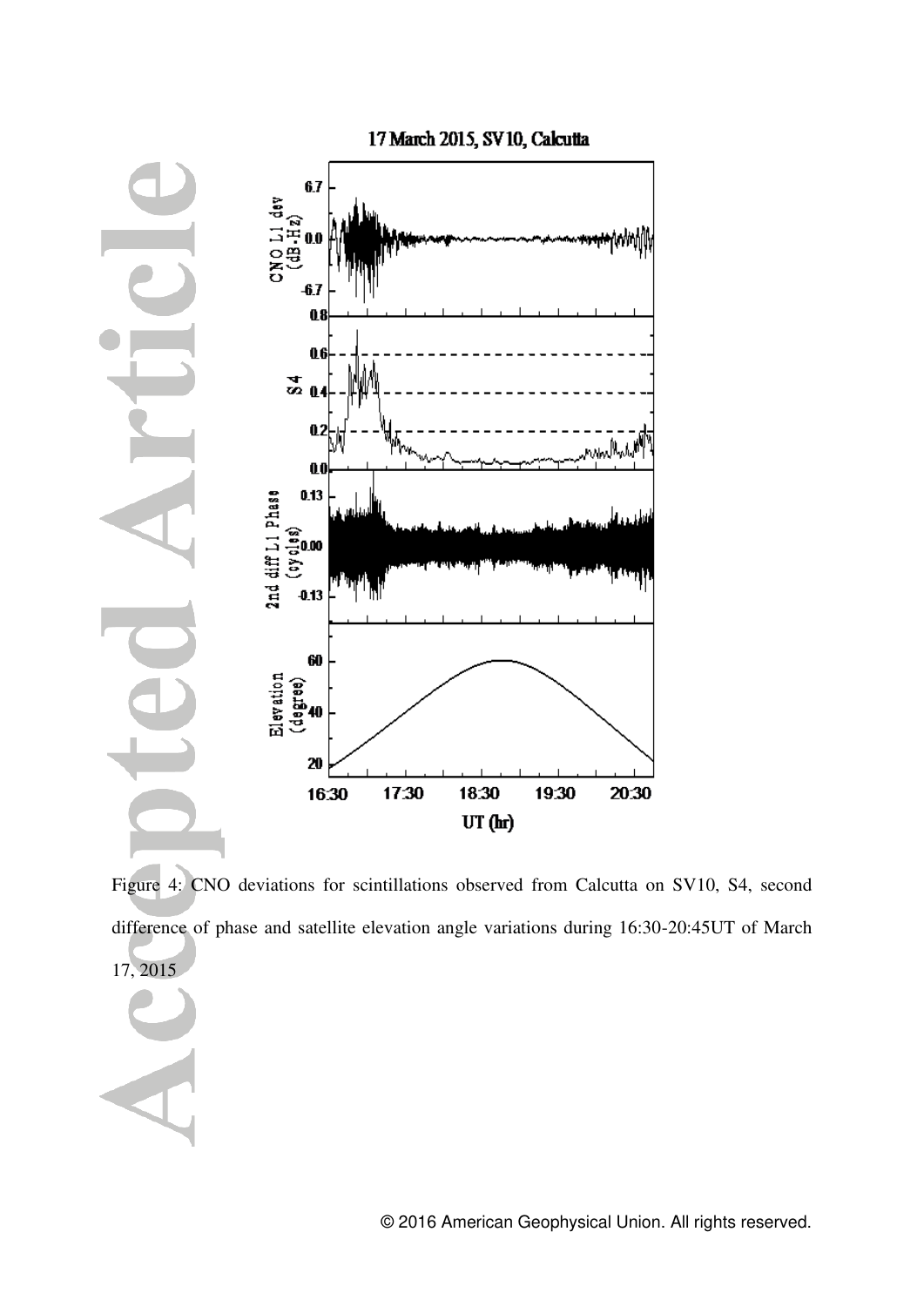Figure 4: CNO deviations for scintillations observed from Calcutta on SV10, S4, second difference of phase and satellite elevation angle variations during 16:30-20:45UT of March 17, 2015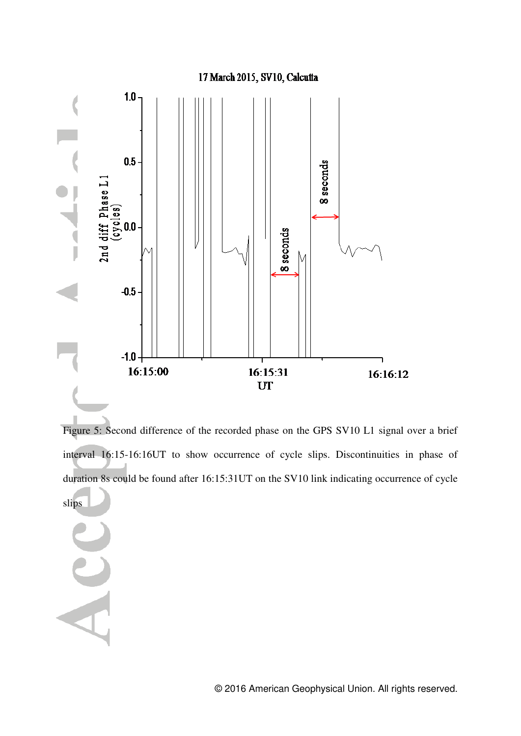Figure 5: Second difference of the recorded phase on the GPS SV10 L1 signal over a brief interval 16:15-16:16UT to show occurrence of cycle slips. Discontinuities in phase of duration 8s could be found after 16:15:31UT on the SV10 link indicating occurrence of cycle slips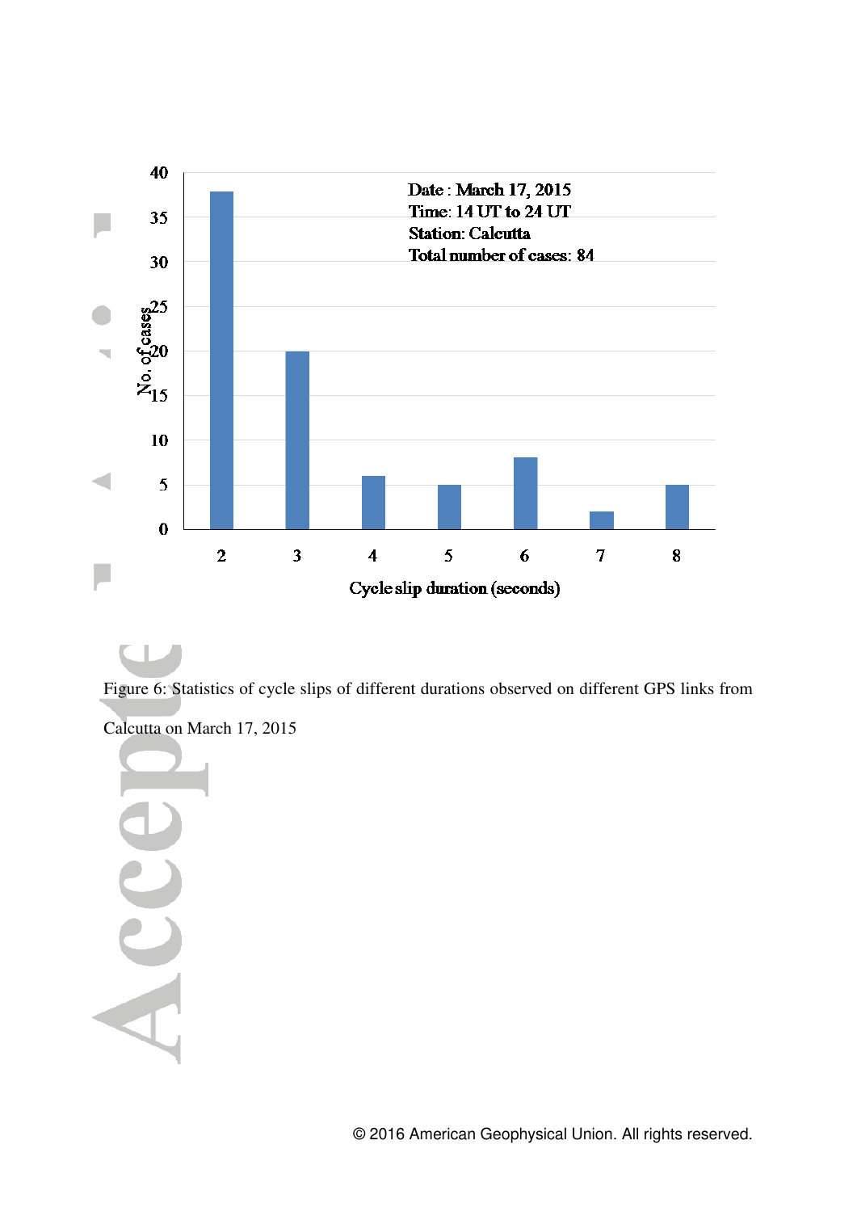Figure 6: Statistics of cycle slips of different durations observed on different GPS links from Calcutta on March 17, 2015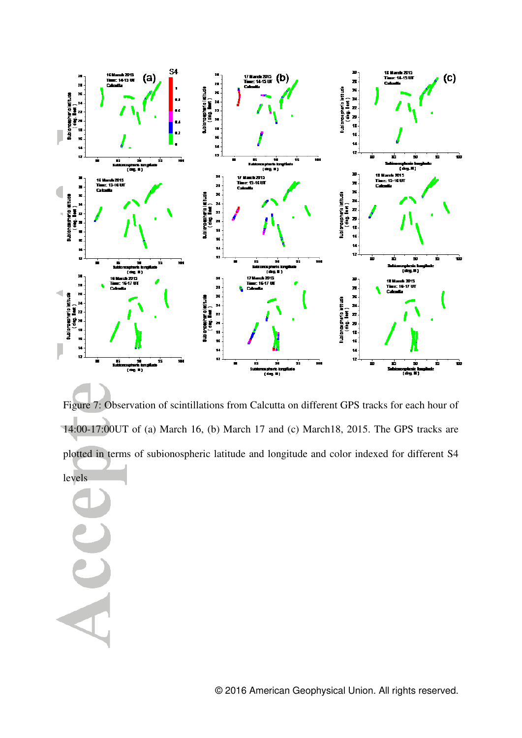Figure 7: Observation of scintillations from Calcutta on different GPS tracks for each hour of 14:00-17:00UT of (a) March 16, (b) March 17 and (c) March18, 2015. The GPS tracks are plotted in terms of subionospheric latitude and longitude and color indexed for different S4 levels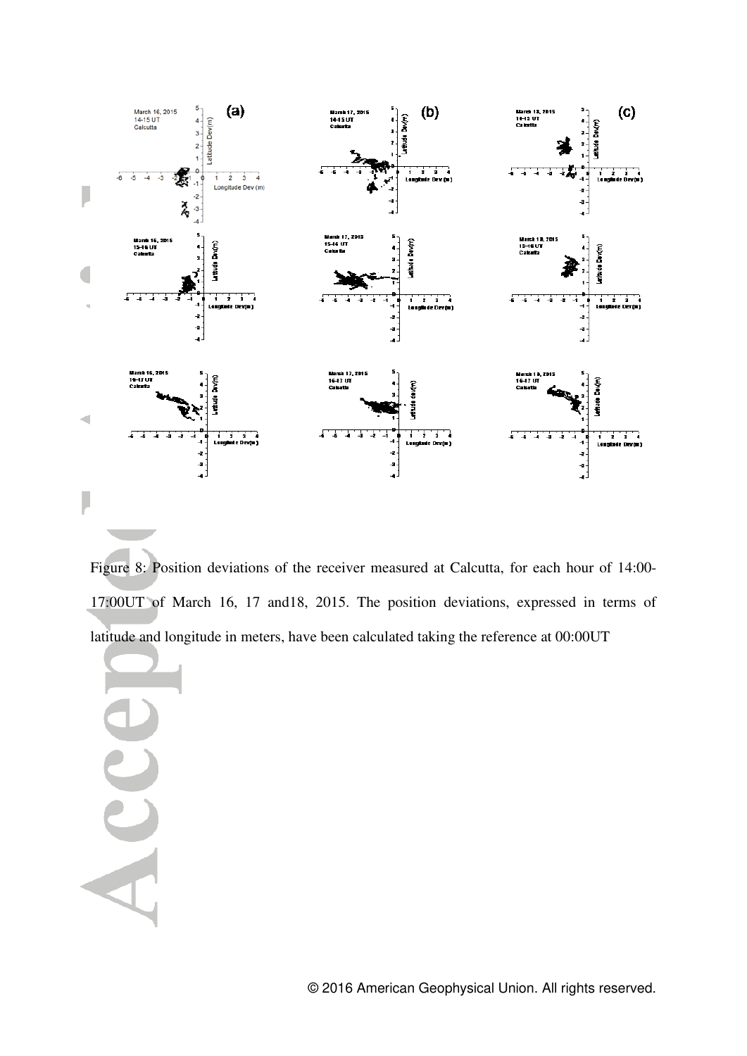Figure 8: Position deviations of the receiver measured at Calcutta, for each hour of 14:00-17:00UT of March 16, 17 and18, 2015. The position deviations, expressed in terms of latitude and longitude in meters, have been calculated taking the reference at 00:00UT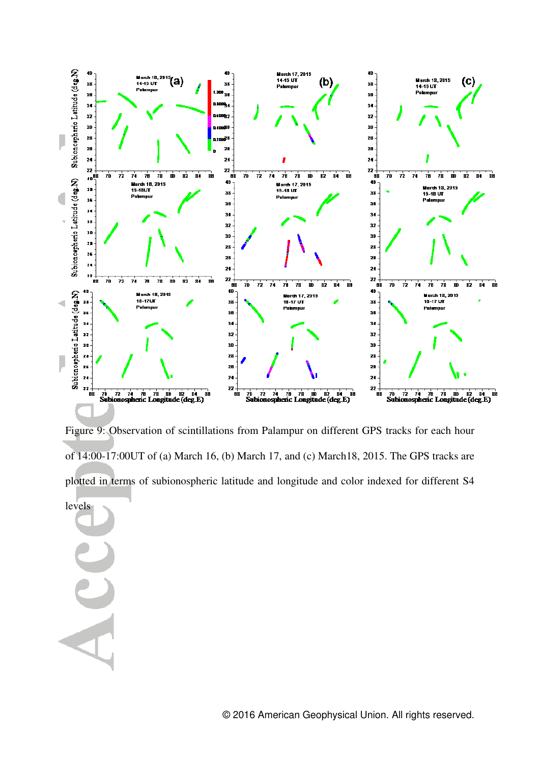Figure 9: Observation of scintillations from Palampur on different GPS tracks for each hour of 14:00-17:00UT of (a) March 16, (b) March 17, and (c) March18, 2015. The GPS tracks are plotted in terms of subionospheric latitude and longitude and color indexed for different S4 levels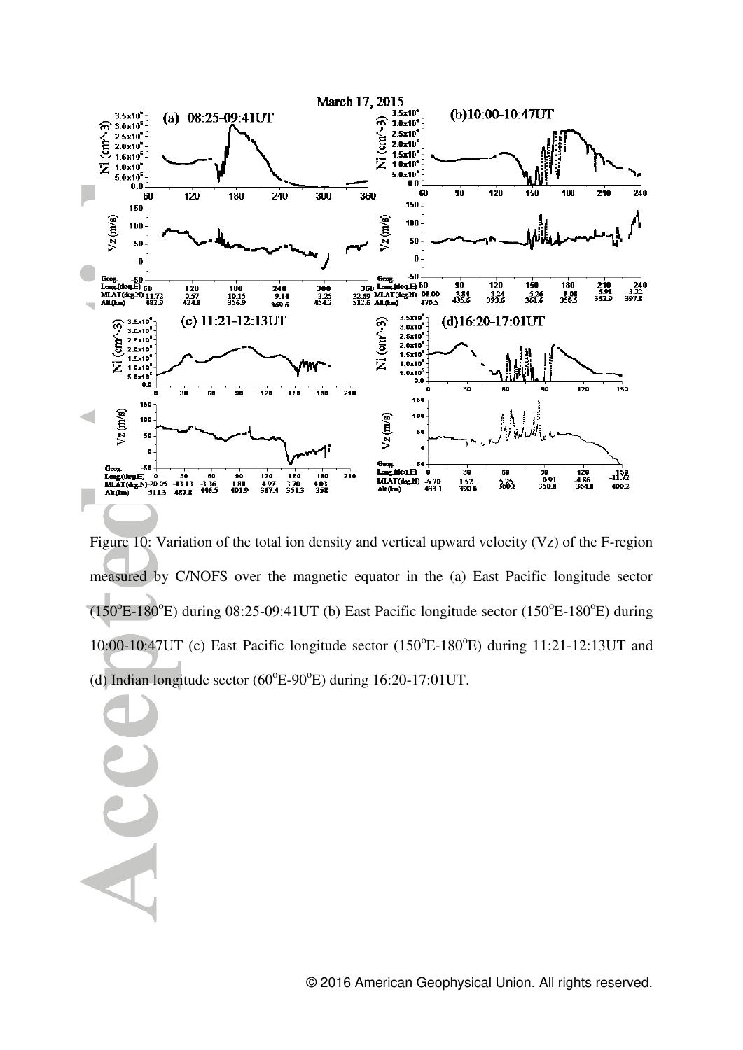March 17, 2015

(a) 08:25-09:41UT

Ni (cm^-3)

Vz (m/s)

Geog. Long.(deg.E) 60 120 180 240 300 360

MLAT(deg.N) -11.72 -0.57 10.15 9.14 3.25 -22.69

Alt(km) 482.9 424.8 356.9 369.6 454.2 512.6

(b)10:00-10:47UT

Ni (cm^-3)

Vz (m/s)

Geog. Long.(deg.E) 60 90 120 150 180 210 240

MLAT(deg.N) -8.00 -2.84 3.24 5.26 8.08 6.91 3.22

Alt(km) 470.5 435.6 393.6 361.6 350.5 362.9 397.8

(c) 11:21-12:13UT

Ni (cm^-3)

Vz (m/s)

Geog. Long.(deg.E) 0 30 60 90 120 150 180 210

MLAT(deg.N) -20.05 -13.13 -3.36 1.88 4.97 3.70 4.03

Alt(km) 511.3 487.8 446.5 401.9 367.4 351.3 358

(d)16:20-17:01UT

Ni (cm^-3)

Vz (m/s)

Geog. Long.(deg.E) 0 30 60 90 120 150

MLAT(deg.N) -5.70 1.52 5.25 0.91 -4.86 -11.72

Alt(km) 433.1 390.6 360.8 350.8 364.8 400.2

Figure 10: Variation of the total ion density and vertical upward velocity (Vz) of the F-region measured by C/NOFS over the magnetic equator in the (a) East Pacific longitude sector (150°E-180°E) during 08:25-09:41UT (b) East Pacific longitude sector (150°E-180°E) during 10:00-10:47UT (c) East Pacific longitude sector (150°E-180°E) during 11:21-12:13UT and (d) Indian longitude sector (60°E-90°E) during 16:20-17:01UT.